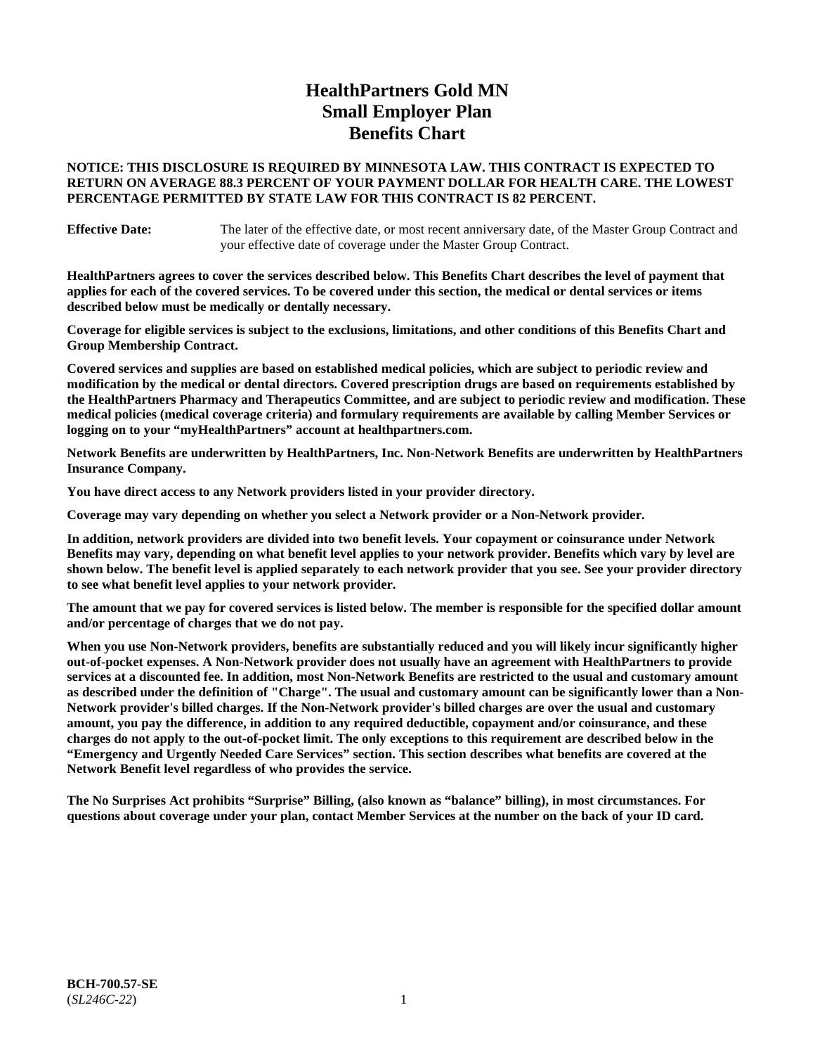# HealthPartners Gold MN
# Small Employer Plan
# Benefits Chart

**NOTICE: THIS DISCLOSURE IS REQUIRED BY MINNESOTA LAW. THIS CONTRACT IS EXPECTED TO RETURN ON AVERAGE 88.3 PERCENT OF YOUR PAYMENT DOLLAR FOR HEALTH CARE. THE LOWEST PERCENTAGE PERMITTED BY STATE LAW FOR THIS CONTRACT IS 82 PERCENT.**

**Effective Date:** The later of the effective date, or most recent anniversary date, of the Master Group Contract and your effective date of coverage under the Master Group Contract.

**HealthPartners agrees to cover the services described below. This Benefits Chart describes the level of payment that applies for each of the covered services. To be covered under this section, the medical or dental services or items described below must be medically or dentally necessary.**

**Coverage for eligible services is subject to the exclusions, limitations, and other conditions of this Benefits Chart and Group Membership Contract.**

**Covered services and supplies are based on established medical policies, which are subject to periodic review and modification by the medical or dental directors. Covered prescription drugs are based on requirements established by the HealthPartners Pharmacy and Therapeutics Committee, and are subject to periodic review and modification. These medical policies (medical coverage criteria) and formulary requirements are available by calling Member Services or logging on to your "myHealthPartners" account at healthpartners.com.**

**Network Benefits are underwritten by HealthPartners, Inc. Non-Network Benefits are underwritten by HealthPartners Insurance Company.**

**You have direct access to any Network providers listed in your provider directory.**

**Coverage may vary depending on whether you select a Network provider or a Non-Network provider.**

**In addition, network providers are divided into two benefit levels. Your copayment or coinsurance under Network Benefits may vary, depending on what benefit level applies to your network provider. Benefits which vary by level are shown below. The benefit level is applied separately to each network provider that you see. See your provider directory to see what benefit level applies to your network provider.**

**The amount that we pay for covered services is listed below. The member is responsible for the specified dollar amount and/or percentage of charges that we do not pay.**

**When you use Non-Network providers, benefits are substantially reduced and you will likely incur significantly higher out-of-pocket expenses. A Non-Network provider does not usually have an agreement with HealthPartners to provide services at a discounted fee. In addition, most Non-Network Benefits are restricted to the usual and customary amount as described under the definition of "Charge". The usual and customary amount can be significantly lower than a Non-Network provider's billed charges. If the Non-Network provider's billed charges are over the usual and customary amount, you pay the difference, in addition to any required deductible, copayment and/or coinsurance, and these charges do not apply to the out-of-pocket limit. The only exceptions to this requirement are described below in the "Emergency and Urgently Needed Care Services" section. This section describes what benefits are covered at the Network Benefit level regardless of who provides the service.**

**The No Surprises Act prohibits "Surprise" Billing, (also known as "balance" billing), in most circumstances. For questions about coverage under your plan, contact Member Services at the number on the back of your ID card.**

**BCH-700.57-SE**
(*SL246C-22*)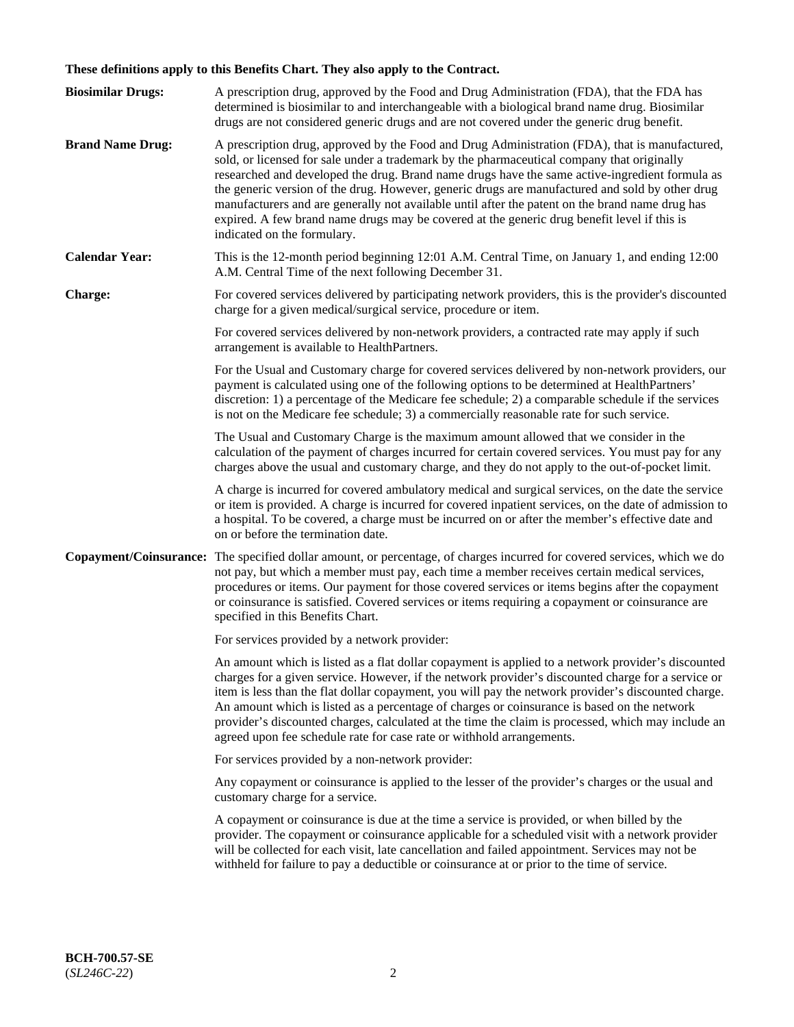**These definitions apply to this Benefits Chart. They also apply to the Contract.**

**Biosimilar Drugs:** A prescription drug, approved by the Food and Drug Administration (FDA), that the FDA has determined is biosimilar to and interchangeable with a biological brand name drug. Biosimilar drugs are not considered generic drugs and are not covered under the generic drug benefit.

**Brand Name Drug:** A prescription drug, approved by the Food and Drug Administration (FDA), that is manufactured, sold, or licensed for sale under a trademark by the pharmaceutical company that originally researched and developed the drug. Brand name drugs have the same active-ingredient formula as the generic version of the drug. However, generic drugs are manufactured and sold by other drug manufacturers and are generally not available until after the patent on the brand name drug has expired. A few brand name drugs may be covered at the generic drug benefit level if this is indicated on the formulary.

**Calendar Year:** This is the 12-month period beginning 12:01 A.M. Central Time, on January 1, and ending 12:00 A.M. Central Time of the next following December 31.

**Charge:** For covered services delivered by participating network providers, this is the provider's discounted charge for a given medical/surgical service, procedure or item.

For covered services delivered by non-network providers, a contracted rate may apply if such arrangement is available to HealthPartners.

For the Usual and Customary charge for covered services delivered by non-network providers, our payment is calculated using one of the following options to be determined at HealthPartners' discretion: 1) a percentage of the Medicare fee schedule; 2) a comparable schedule if the services is not on the Medicare fee schedule; 3) a commercially reasonable rate for such service.

The Usual and Customary Charge is the maximum amount allowed that we consider in the calculation of the payment of charges incurred for certain covered services. You must pay for any charges above the usual and customary charge, and they do not apply to the out-of-pocket limit.

A charge is incurred for covered ambulatory medical and surgical services, on the date the service or item is provided. A charge is incurred for covered inpatient services, on the date of admission to a hospital. To be covered, a charge must be incurred on or after the member's effective date and on or before the termination date.

**Copayment/Coinsurance:** The specified dollar amount, or percentage, of charges incurred for covered services, which we do not pay, but which a member must pay, each time a member receives certain medical services, procedures or items. Our payment for those covered services or items begins after the copayment or coinsurance is satisfied. Covered services or items requiring a copayment or coinsurance are specified in this Benefits Chart.

For services provided by a network provider:

An amount which is listed as a flat dollar copayment is applied to a network provider's discounted charges for a given service. However, if the network provider's discounted charge for a service or item is less than the flat dollar copayment, you will pay the network provider's discounted charge. An amount which is listed as a percentage of charges or coinsurance is based on the network provider's discounted charges, calculated at the time the claim is processed, which may include an agreed upon fee schedule rate for case rate or withhold arrangements.

For services provided by a non-network provider:

Any copayment or coinsurance is applied to the lesser of the provider's charges or the usual and customary charge for a service.

A copayment or coinsurance is due at the time a service is provided, or when billed by the provider. The copayment or coinsurance applicable for a scheduled visit with a network provider will be collected for each visit, late cancellation and failed appointment. Services may not be withheld for failure to pay a deductible or coinsurance at or prior to the time of service.

**BCH-700.57-SE**
(*SL246C-22*)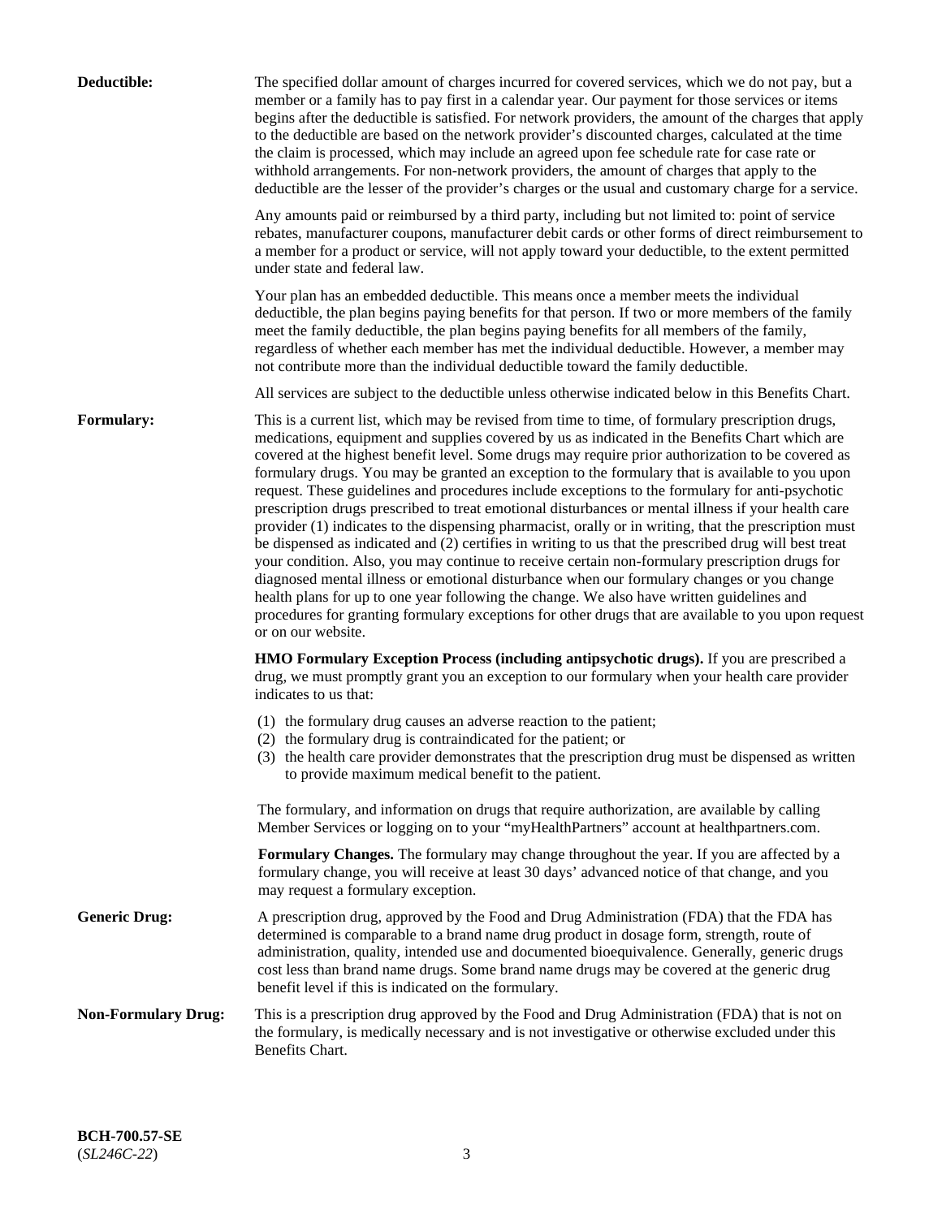**Deductible:** The specified dollar amount of charges incurred for covered services, which we do not pay, but a member or a family has to pay first in a calendar year. Our payment for those services or items begins after the deductible is satisfied. For network providers, the amount of the charges that apply to the deductible are based on the network provider's discounted charges, calculated at the time the claim is processed, which may include an agreed upon fee schedule rate for case rate or withhold arrangements. For non-network providers, the amount of charges that apply to the deductible are the lesser of the provider's charges or the usual and customary charge for a service.

Any amounts paid or reimbursed by a third party, including but not limited to: point of service rebates, manufacturer coupons, manufacturer debit cards or other forms of direct reimbursement to a member for a product or service, will not apply toward your deductible, to the extent permitted under state and federal law.

Your plan has an embedded deductible. This means once a member meets the individual deductible, the plan begins paying benefits for that person. If two or more members of the family meet the family deductible, the plan begins paying benefits for all members of the family, regardless of whether each member has met the individual deductible. However, a member may not contribute more than the individual deductible toward the family deductible.

All services are subject to the deductible unless otherwise indicated below in this Benefits Chart.

**Formulary:** This is a current list, which may be revised from time to time, of formulary prescription drugs, medications, equipment and supplies covered by us as indicated in the Benefits Chart which are covered at the highest benefit level. Some drugs may require prior authorization to be covered as formulary drugs. You may be granted an exception to the formulary that is available to you upon request. These guidelines and procedures include exceptions to the formulary for anti-psychotic prescription drugs prescribed to treat emotional disturbances or mental illness if your health care provider (1) indicates to the dispensing pharmacist, orally or in writing, that the prescription must be dispensed as indicated and (2) certifies in writing to us that the prescribed drug will best treat your condition. Also, you may continue to receive certain non-formulary prescription drugs for diagnosed mental illness or emotional disturbance when our formulary changes or you change health plans for up to one year following the change. We also have written guidelines and procedures for granting formulary exceptions for other drugs that are available to you upon request or on our website.

**HMO Formulary Exception Process (including antipsychotic drugs).** If you are prescribed a drug, we must promptly grant you an exception to our formulary when your health care provider indicates to us that:

(1) the formulary drug causes an adverse reaction to the patient;
(2) the formulary drug is contraindicated for the patient; or
(3) the health care provider demonstrates that the prescription drug must be dispensed as written to provide maximum medical benefit to the patient.

The formulary, and information on drugs that require authorization, are available by calling Member Services or logging on to your "myHealthPartners" account at healthpartners.com.

**Formulary Changes.** The formulary may change throughout the year. If you are affected by a formulary change, you will receive at least 30 days' advanced notice of that change, and you may request a formulary exception.

**Generic Drug:** A prescription drug, approved by the Food and Drug Administration (FDA) that the FDA has determined is comparable to a brand name drug product in dosage form, strength, route of administration, quality, intended use and documented bioequivalence. Generally, generic drugs cost less than brand name drugs. Some brand name drugs may be covered at the generic drug benefit level if this is indicated on the formulary.

**Non-Formulary Drug:** This is a prescription drug approved by the Food and Drug Administration (FDA) that is not on the formulary, is medically necessary and is not investigative or otherwise excluded under this Benefits Chart.

**BCH-700.57-SE**
(*SL246C-22*)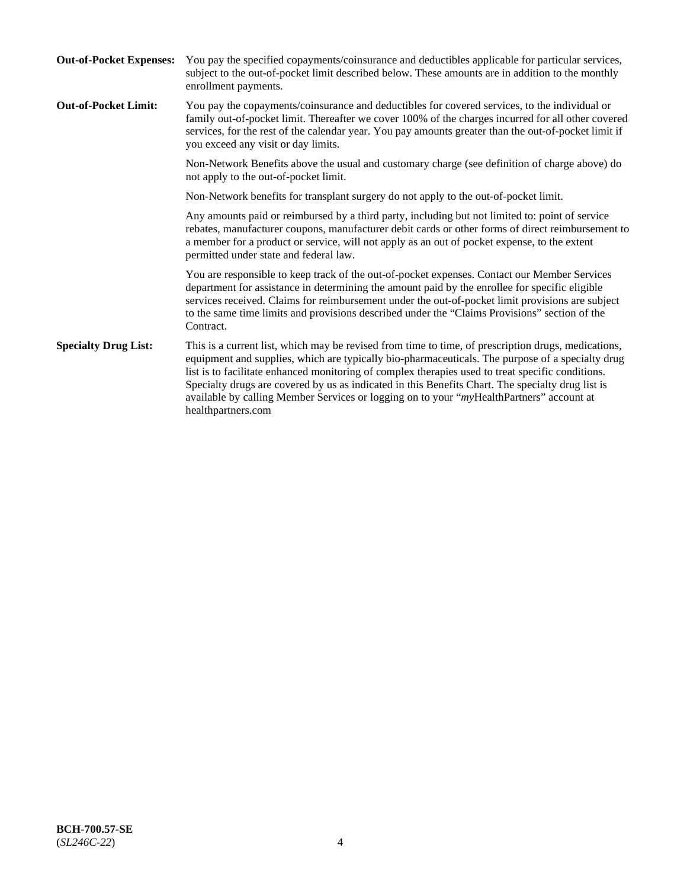**Out-of-Pocket Expenses:** You pay the specified copayments/coinsurance and deductibles applicable for particular services, subject to the out-of-pocket limit described below. These amounts are in addition to the monthly enrollment payments.

**Out-of-Pocket Limit:** You pay the copayments/coinsurance and deductibles for covered services, to the individual or family out-of-pocket limit. Thereafter we cover 100% of the charges incurred for all other covered services, for the rest of the calendar year. You pay amounts greater than the out-of-pocket limit if you exceed any visit or day limits.

Non-Network Benefits above the usual and customary charge (see definition of charge above) do not apply to the out-of-pocket limit.

Non-Network benefits for transplant surgery do not apply to the out-of-pocket limit.

Any amounts paid or reimbursed by a third party, including but not limited to: point of service rebates, manufacturer coupons, manufacturer debit cards or other forms of direct reimbursement to a member for a product or service, will not apply as an out of pocket expense, to the extent permitted under state and federal law.

You are responsible to keep track of the out-of-pocket expenses. Contact our Member Services department for assistance in determining the amount paid by the enrollee for specific eligible services received. Claims for reimbursement under the out-of-pocket limit provisions are subject to the same time limits and provisions described under the "Claims Provisions" section of the Contract.

**Specialty Drug List:** This is a current list, which may be revised from time to time, of prescription drugs, medications, equipment and supplies, which are typically bio-pharmaceuticals. The purpose of a specialty drug list is to facilitate enhanced monitoring of complex therapies used to treat specific conditions. Specialty drugs are covered by us as indicated in this Benefits Chart. The specialty drug list is available by calling Member Services or logging on to your "*my*HealthPartners" account at healthpartners.com

**BCH-700.57-SE**
(*SL246C-22*)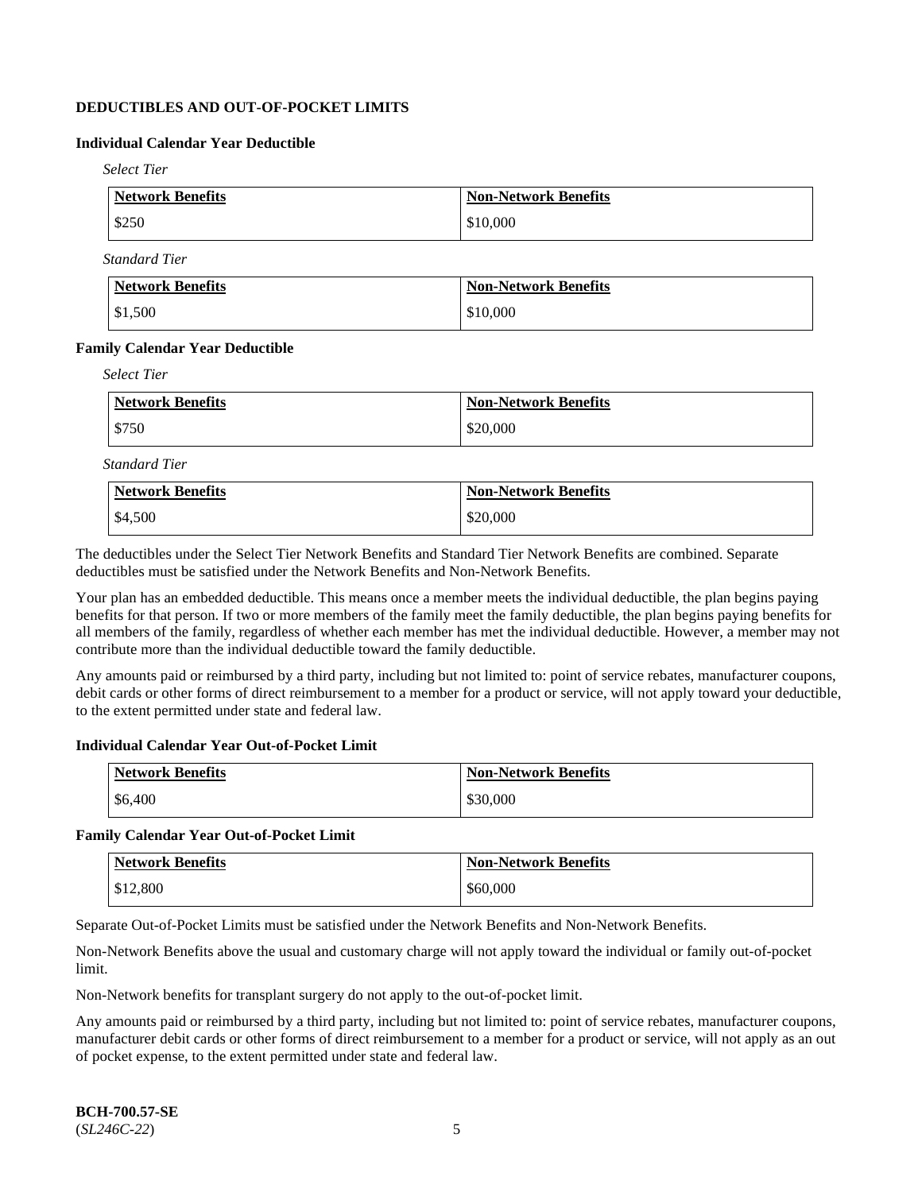## DEDUCTIBLES AND OUT-OF-POCKET LIMITS

### Individual Calendar Year Deductible

*Select Tier*

| Network Benefits | Non-Network Benefits |
|---|---|
| $250 | $10,000 |

*Standard Tier*

| Network Benefits | Non-Network Benefits |
|---|---|
| $1,500 | $10,000 |

### Family Calendar Year Deductible

*Select Tier*

| Network Benefits | Non-Network Benefits |
|---|---|
| $750 | $20,000 |

*Standard Tier*

| Network Benefits | Non-Network Benefits |
|---|---|
| $4,500 | $20,000 |

The deductibles under the Select Tier Network Benefits and Standard Tier Network Benefits are combined. Separate deductibles must be satisfied under the Network Benefits and Non-Network Benefits.

Your plan has an embedded deductible. This means once a member meets the individual deductible, the plan begins paying benefits for that person. If two or more members of the family meet the family deductible, the plan begins paying benefits for all members of the family, regardless of whether each member has met the individual deductible. However, a member may not contribute more than the individual deductible toward the family deductible.

Any amounts paid or reimbursed by a third party, including but not limited to: point of service rebates, manufacturer coupons, debit cards or other forms of direct reimbursement to a member for a product or service, will not apply toward your deductible, to the extent permitted under state and federal law.

### Individual Calendar Year Out-of-Pocket Limit

| Network Benefits | Non-Network Benefits |
|---|---|
| $6,400 | $30,000 |

### Family Calendar Year Out-of-Pocket Limit

| Network Benefits | Non-Network Benefits |
|---|---|
| $12,800 | $60,000 |

Separate Out-of-Pocket Limits must be satisfied under the Network Benefits and Non-Network Benefits.

Non-Network Benefits above the usual and customary charge will not apply toward the individual or family out-of-pocket limit.

Non-Network benefits for transplant surgery do not apply to the out-of-pocket limit.

Any amounts paid or reimbursed by a third party, including but not limited to: point of service rebates, manufacturer coupons, manufacturer debit cards or other forms of direct reimbursement to a member for a product or service, will not apply as an out of pocket expense, to the extent permitted under state and federal law.

**BCH-700.57-SE**
(*SL246C-22*)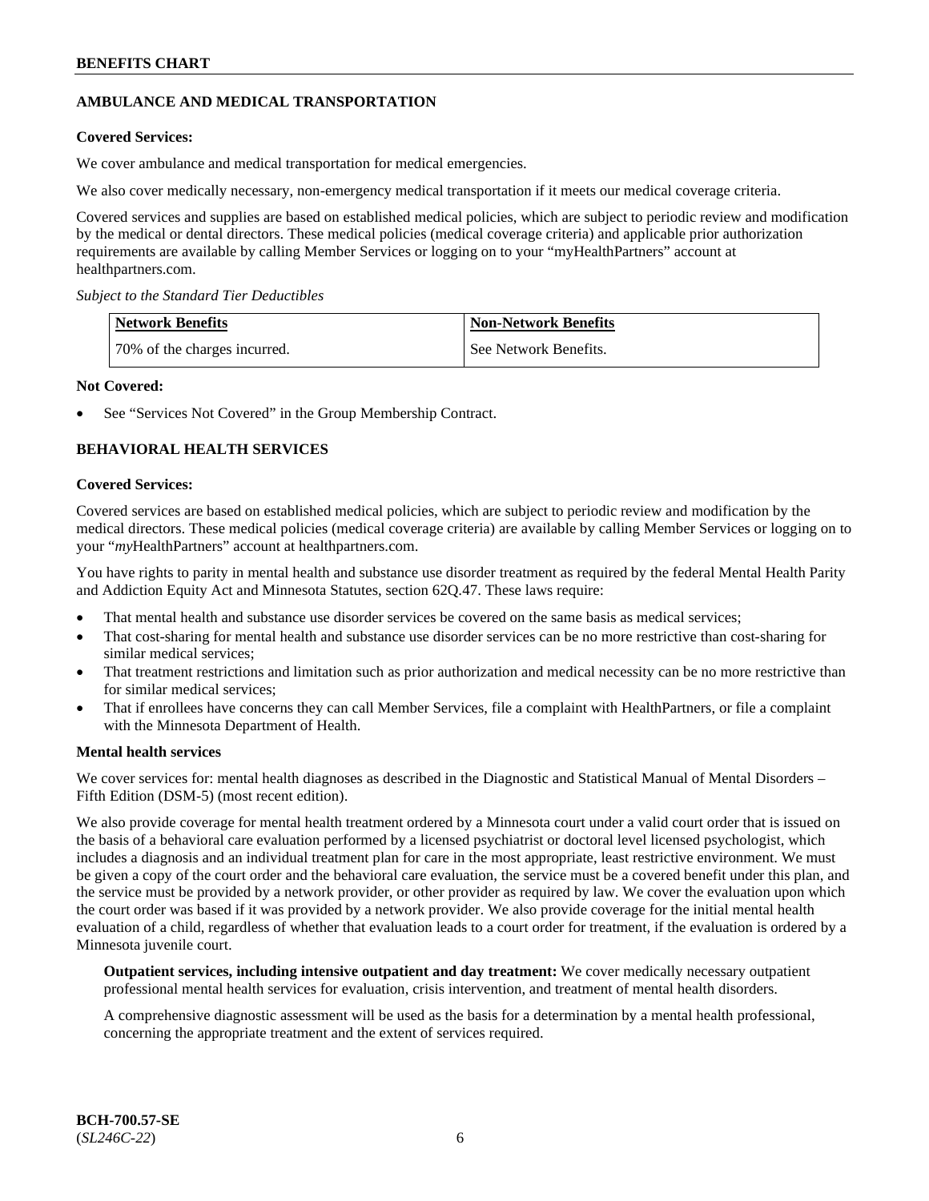## AMBULANCE AND MEDICAL TRANSPORTATION

**Covered Services:**

We cover ambulance and medical transportation for medical emergencies.

We also cover medically necessary, non-emergency medical transportation if it meets our medical coverage criteria.

Covered services and supplies are based on established medical policies, which are subject to periodic review and modification by the medical or dental directors. These medical policies (medical coverage criteria) and applicable prior authorization requirements are available by calling Member Services or logging on to your "myHealthPartners" account at healthpartners.com.

*Subject to the Standard Tier Deductibles*

| Network Benefits | Non-Network Benefits |
|---|---|
| 70% of the charges incurred. | See Network Benefits. |

**Not Covered:**

- See "Services Not Covered" in the Group Membership Contract.

## BEHAVIORAL HEALTH SERVICES

**Covered Services:**

Covered services are based on established medical policies, which are subject to periodic review and modification by the medical directors. These medical policies (medical coverage criteria) are available by calling Member Services or logging on to your "*my*HealthPartners" account at healthpartners.com.

You have rights to parity in mental health and substance use disorder treatment as required by the federal Mental Health Parity and Addiction Equity Act and Minnesota Statutes, section 62Q.47. These laws require:

- That mental health and substance use disorder services be covered on the same basis as medical services;
- That cost-sharing for mental health and substance use disorder services can be no more restrictive than cost-sharing for similar medical services;
- That treatment restrictions and limitation such as prior authorization and medical necessity can be no more restrictive than for similar medical services;
- That if enrollees have concerns they can call Member Services, file a complaint with HealthPartners, or file a complaint with the Minnesota Department of Health.

**Mental health services**

We cover services for: mental health diagnoses as described in the Diagnostic and Statistical Manual of Mental Disorders – Fifth Edition (DSM-5) (most recent edition).

We also provide coverage for mental health treatment ordered by a Minnesota court under a valid court order that is issued on the basis of a behavioral care evaluation performed by a licensed psychiatrist or doctoral level licensed psychologist, which includes a diagnosis and an individual treatment plan for care in the most appropriate, least restrictive environment. We must be given a copy of the court order and the behavioral care evaluation, the service must be a covered benefit under this plan, and the service must be provided by a network provider, or other provider as required by law. We cover the evaluation upon which the court order was based if it was provided by a network provider. We also provide coverage for the initial mental health evaluation of a child, regardless of whether that evaluation leads to a court order for treatment, if the evaluation is ordered by a Minnesota juvenile court.

**Outpatient services, including intensive outpatient and day treatment:** We cover medically necessary outpatient professional mental health services for evaluation, crisis intervention, and treatment of mental health disorders.

A comprehensive diagnostic assessment will be used as the basis for a determination by a mental health professional, concerning the appropriate treatment and the extent of services required.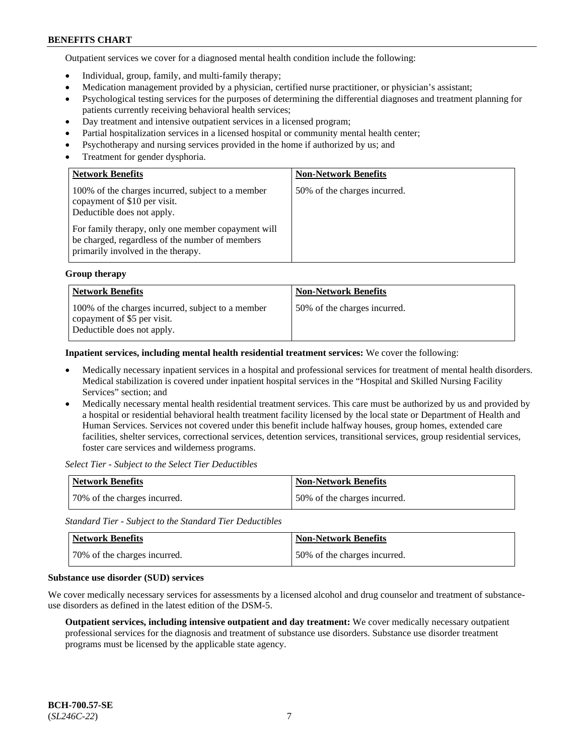Outpatient services we cover for a diagnosed mental health condition include the following:

- Individual, group, family, and multi-family therapy;
- Medication management provided by a physician, certified nurse practitioner, or physician's assistant;
- Psychological testing services for the purposes of determining the differential diagnoses and treatment planning for patients currently receiving behavioral health services;
- Day treatment and intensive outpatient services in a licensed program;
- Partial hospitalization services in a licensed hospital or community mental health center;
- Psychotherapy and nursing services provided in the home if authorized by us; and
- Treatment for gender dysphoria.

| Network Benefits | Non-Network Benefits |
|---|---|
| 100% of the charges incurred, subject to a member copayment of $10 per visit. Deductible does not apply.<br><br>For family therapy, only one member copayment will be charged, regardless of the number of members primarily involved in the therapy. | 50% of the charges incurred. |

**Group therapy**

| Network Benefits | Non-Network Benefits |
|---|---|
| 100% of the charges incurred, subject to a member copayment of $5 per visit. Deductible does not apply. | 50% of the charges incurred. |

**Inpatient services, including mental health residential treatment services:** We cover the following:

- Medically necessary inpatient services in a hospital and professional services for treatment of mental health disorders. Medical stabilization is covered under inpatient hospital services in the "Hospital and Skilled Nursing Facility Services" section; and
- Medically necessary mental health residential treatment services. This care must be authorized by us and provided by a hospital or residential behavioral health treatment facility licensed by the local state or Department of Health and Human Services. Services not covered under this benefit include halfway houses, group homes, extended care facilities, shelter services, correctional services, detention services, transitional services, group residential services, foster care services and wilderness programs.

*Select Tier - Subject to the Select Tier Deductibles*

| Network Benefits | Non-Network Benefits |
|---|---|
| 70% of the charges incurred. | 50% of the charges incurred. |

*Standard Tier - Subject to the Standard Tier Deductibles*

| Network Benefits | Non-Network Benefits |
|---|---|
| 70% of the charges incurred. | 50% of the charges incurred. |

**Substance use disorder (SUD) services**

We cover medically necessary services for assessments by a licensed alcohol and drug counselor and treatment of substance-use disorders as defined in the latest edition of the DSM-5.

**Outpatient services, including intensive outpatient and day treatment:** We cover medically necessary outpatient professional services for the diagnosis and treatment of substance use disorders. Substance use disorder treatment programs must be licensed by the applicable state agency.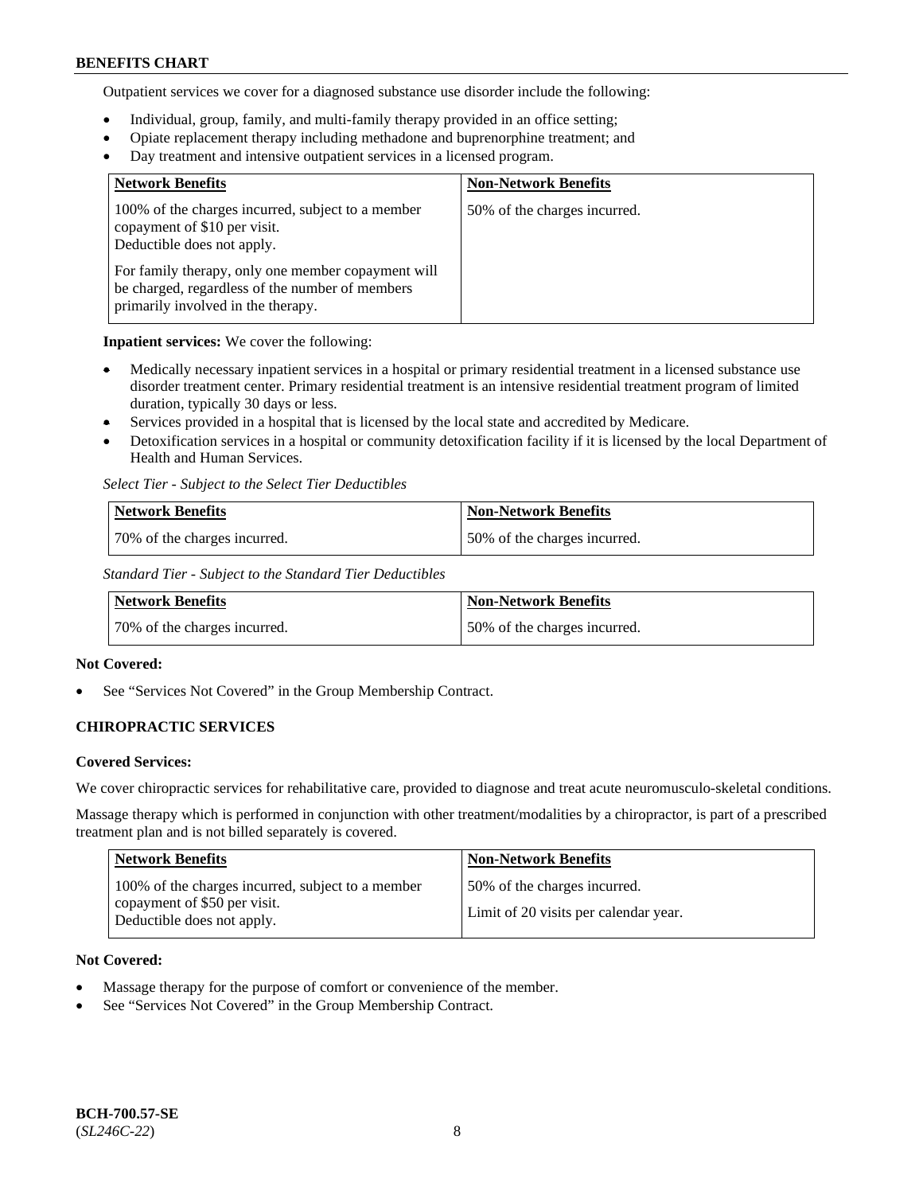Outpatient services we cover for a diagnosed substance use disorder include the following:

- Individual, group, family, and multi-family therapy provided in an office setting;
- Opiate replacement therapy including methadone and buprenorphine treatment; and
- Day treatment and intensive outpatient services in a licensed program.

| Network Benefits | Non-Network Benefits |
|---|---|
| 100% of the charges incurred, subject to a member copayment of $10 per visit. Deductible does not apply. For family therapy, only one member copayment will be charged, regardless of the number of members primarily involved in the therapy. | 50% of the charges incurred. |

**Inpatient services:** We cover the following:

- Medically necessary inpatient services in a hospital or primary residential treatment in a licensed substance use disorder treatment center. Primary residential treatment is an intensive residential treatment program of limited duration, typically 30 days or less.
- Services provided in a hospital that is licensed by the local state and accredited by Medicare.
- Detoxification services in a hospital or community detoxification facility if it is licensed by the local Department of Health and Human Services.

*Select Tier - Subject to the Select Tier Deductibles*

| Network Benefits | Non-Network Benefits |
|---|---|
| 70% of the charges incurred. | 50% of the charges incurred. |

*Standard Tier - Subject to the Standard Tier Deductibles*

| Network Benefits | Non-Network Benefits |
|---|---|
| 70% of the charges incurred. | 50% of the charges incurred. |

**Not Covered:**

- See "Services Not Covered" in the Group Membership Contract.

### CHIROPRACTIC SERVICES

**Covered Services:**

We cover chiropractic services for rehabilitative care, provided to diagnose and treat acute neuromusculo-skeletal conditions.

Massage therapy which is performed in conjunction with other treatment/modalities by a chiropractor, is part of a prescribed treatment plan and is not billed separately is covered.

| Network Benefits | Non-Network Benefits |
|---|---|
| 100% of the charges incurred, subject to a member copayment of $50 per visit. Deductible does not apply. | 50% of the charges incurred. Limit of 20 visits per calendar year. |

**Not Covered:**

- Massage therapy for the purpose of comfort or convenience of the member.
- See "Services Not Covered" in the Group Membership Contract.

BCH-700.57-SE
(*SL246C-22*)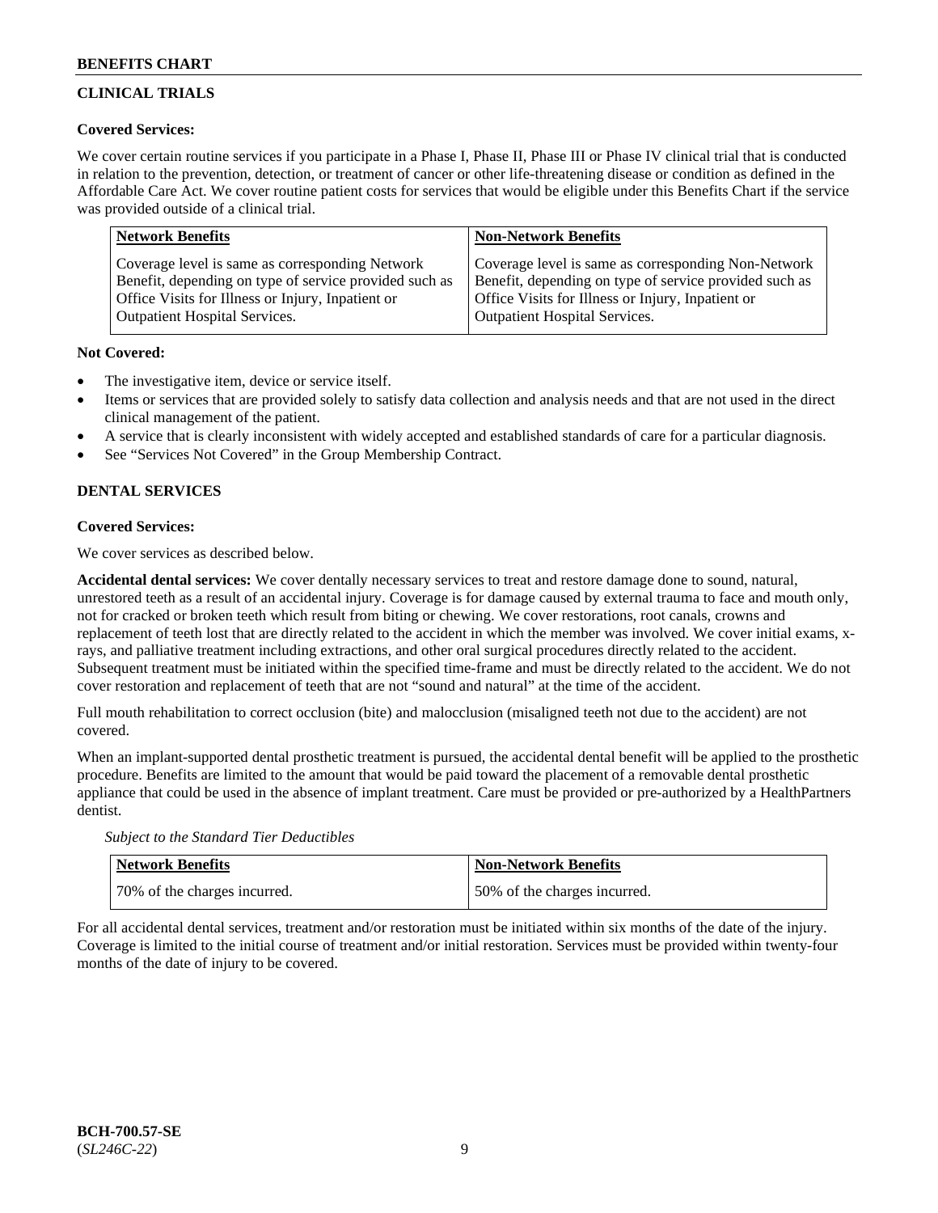## CLINICAL TRIALS

**Covered Services:**

We cover certain routine services if you participate in a Phase I, Phase II, Phase III or Phase IV clinical trial that is conducted in relation to the prevention, detection, or treatment of cancer or other life-threatening disease or condition as defined in the Affordable Care Act. We cover routine patient costs for services that would be eligible under this Benefits Chart if the service was provided outside of a clinical trial.

| Network Benefits | Non-Network Benefits |
|---|---|
| Coverage level is same as corresponding Network Benefit, depending on type of service provided such as Office Visits for Illness or Injury, Inpatient or Outpatient Hospital Services. | Coverage level is same as corresponding Non-Network Benefit, depending on type of service provided such as Office Visits for Illness or Injury, Inpatient or Outpatient Hospital Services. |

**Not Covered:**

- The investigative item, device or service itself.
- Items or services that are provided solely to satisfy data collection and analysis needs and that are not used in the direct clinical management of the patient.
- A service that is clearly inconsistent with widely accepted and established standards of care for a particular diagnosis.
- See "Services Not Covered" in the Group Membership Contract.

## DENTAL SERVICES

**Covered Services:**

We cover services as described below.

**Accidental dental services:** We cover dentally necessary services to treat and restore damage done to sound, natural, unrestored teeth as a result of an accidental injury. Coverage is for damage caused by external trauma to face and mouth only, not for cracked or broken teeth which result from biting or chewing. We cover restorations, root canals, crowns and replacement of teeth lost that are directly related to the accident in which the member was involved. We cover initial exams, x-rays, and palliative treatment including extractions, and other oral surgical procedures directly related to the accident. Subsequent treatment must be initiated within the specified time-frame and must be directly related to the accident. We do not cover restoration and replacement of teeth that are not "sound and natural" at the time of the accident.

Full mouth rehabilitation to correct occlusion (bite) and malocclusion (misaligned teeth not due to the accident) are not covered.

When an implant-supported dental prosthetic treatment is pursued, the accidental dental benefit will be applied to the prosthetic procedure. Benefits are limited to the amount that would be paid toward the placement of a removable dental prosthetic appliance that could be used in the absence of implant treatment. Care must be provided or pre-authorized by a HealthPartners dentist.

*Subject to the Standard Tier Deductibles*

| Network Benefits | Non-Network Benefits |
|---|---|
| 70% of the charges incurred. | 50% of the charges incurred. |

For all accidental dental services, treatment and/or restoration must be initiated within six months of the date of the injury. Coverage is limited to the initial course of treatment and/or initial restoration. Services must be provided within twenty-four months of the date of injury to be covered.

BCH-700.57-SE
(*SL246C-22*)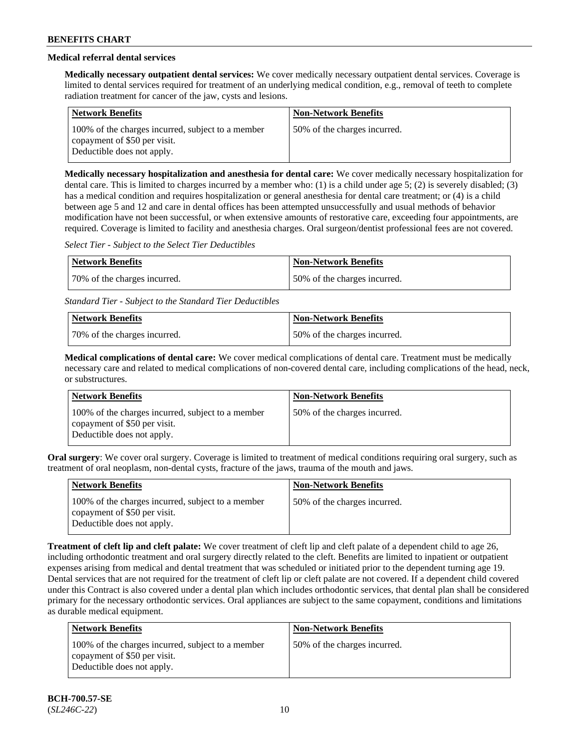### Medical referral dental services

**Medically necessary outpatient dental services:** We cover medically necessary outpatient dental services. Coverage is limited to dental services required for treatment of an underlying medical condition, e.g., removal of teeth to complete radiation treatment for cancer of the jaw, cysts and lesions.

| Network Benefits | Non-Network Benefits |
| --- | --- |
| 100% of the charges incurred, subject to a member copayment of $50 per visit. Deductible does not apply. | 50% of the charges incurred. |

**Medically necessary hospitalization and anesthesia for dental care:** We cover medically necessary hospitalization for dental care. This is limited to charges incurred by a member who: (1) is a child under age 5; (2) is severely disabled; (3) has a medical condition and requires hospitalization or general anesthesia for dental care treatment; or (4) is a child between age 5 and 12 and care in dental offices has been attempted unsuccessfully and usual methods of behavior modification have not been successful, or when extensive amounts of restorative care, exceeding four appointments, are required. Coverage is limited to facility and anesthesia charges. Oral surgeon/dentist professional fees are not covered.

*Select Tier - Subject to the Select Tier Deductibles*

| Network Benefits | Non-Network Benefits |
| --- | --- |
| 70% of the charges incurred. | 50% of the charges incurred. |

*Standard Tier - Subject to the Standard Tier Deductibles*

| Network Benefits | Non-Network Benefits |
| --- | --- |
| 70% of the charges incurred. | 50% of the charges incurred. |

**Medical complications of dental care:** We cover medical complications of dental care. Treatment must be medically necessary care and related to medical complications of non-covered dental care, including complications of the head, neck, or substructures.

| Network Benefits | Non-Network Benefits |
| --- | --- |
| 100% of the charges incurred, subject to a member copayment of $50 per visit. Deductible does not apply. | 50% of the charges incurred. |

**Oral surgery**: We cover oral surgery. Coverage is limited to treatment of medical conditions requiring oral surgery, such as treatment of oral neoplasm, non-dental cysts, fracture of the jaws, trauma of the mouth and jaws.

| Network Benefits | Non-Network Benefits |
| --- | --- |
| 100% of the charges incurred, subject to a member copayment of $50 per visit. Deductible does not apply. | 50% of the charges incurred. |

**Treatment of cleft lip and cleft palate:** We cover treatment of cleft lip and cleft palate of a dependent child to age 26, including orthodontic treatment and oral surgery directly related to the cleft. Benefits are limited to inpatient or outpatient expenses arising from medical and dental treatment that was scheduled or initiated prior to the dependent turning age 19. Dental services that are not required for the treatment of cleft lip or cleft palate are not covered. If a dependent child covered under this Contract is also covered under a dental plan which includes orthodontic services, that dental plan shall be considered primary for the necessary orthodontic services. Oral appliances are subject to the same copayment, conditions and limitations as durable medical equipment.

| Network Benefits | Non-Network Benefits |
| --- | --- |
| 100% of the charges incurred, subject to a member copayment of $50 per visit. Deductible does not apply. | 50% of the charges incurred. |

**BCH-700.57-SE**
(*SL246C-22*)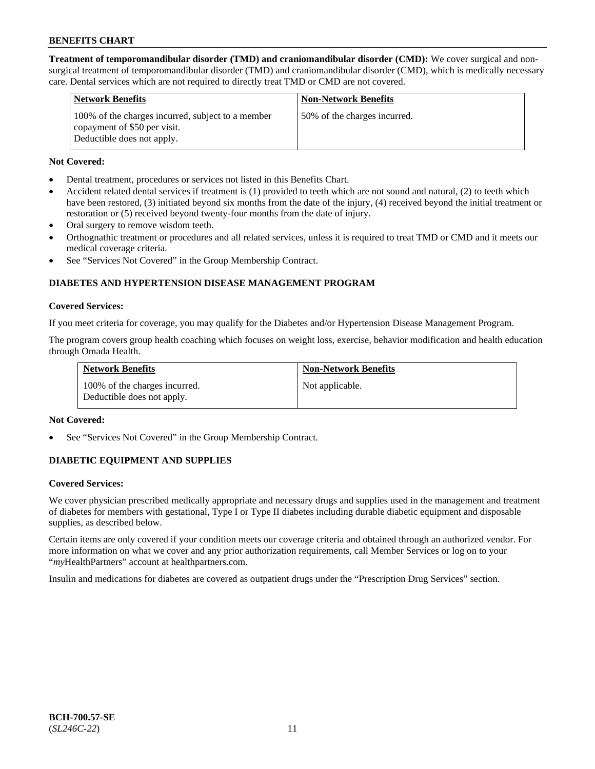**Treatment of temporomandibular disorder (TMD) and craniomandibular disorder (CMD):** We cover surgical and non-surgical treatment of temporomandibular disorder (TMD) and craniomandibular disorder (CMD), which is medically necessary care. Dental services which are not required to directly treat TMD or CMD are not covered.

| Network Benefits | Non-Network Benefits |
| --- | --- |
| 100% of the charges incurred, subject to a member copayment of $50 per visit. Deductible does not apply. | 50% of the charges incurred. |

**Not Covered:**

- Dental treatment, procedures or services not listed in this Benefits Chart.
- Accident related dental services if treatment is (1) provided to teeth which are not sound and natural, (2) to teeth which have been restored, (3) initiated beyond six months from the date of the injury, (4) received beyond the initial treatment or restoration or (5) received beyond twenty-four months from the date of injury.
- Oral surgery to remove wisdom teeth.
- Orthognathic treatment or procedures and all related services, unless it is required to treat TMD or CMD and it meets our medical coverage criteria.
- See "Services Not Covered" in the Group Membership Contract.

## DIABETES AND HYPERTENSION DISEASE MANAGEMENT PROGRAM

**Covered Services:**

If you meet criteria for coverage, you may qualify for the Diabetes and/or Hypertension Disease Management Program.

The program covers group health coaching which focuses on weight loss, exercise, behavior modification and health education through Omada Health.

| Network Benefits | Non-Network Benefits |
| --- | --- |
| 100% of the charges incurred. Deductible does not apply. | Not applicable. |

**Not Covered:**

- See "Services Not Covered" in the Group Membership Contract.

## DIABETIC EQUIPMENT AND SUPPLIES

**Covered Services:**

We cover physician prescribed medically appropriate and necessary drugs and supplies used in the management and treatment of diabetes for members with gestational, Type I or Type II diabetes including durable diabetic equipment and disposable supplies, as described below.

Certain items are only covered if your condition meets our coverage criteria and obtained through an authorized vendor. For more information on what we cover and any prior authorization requirements, call Member Services or log on to your "*my*HealthPartners" account at healthpartners.com.

Insulin and medications for diabetes are covered as outpatient drugs under the "Prescription Drug Services" section.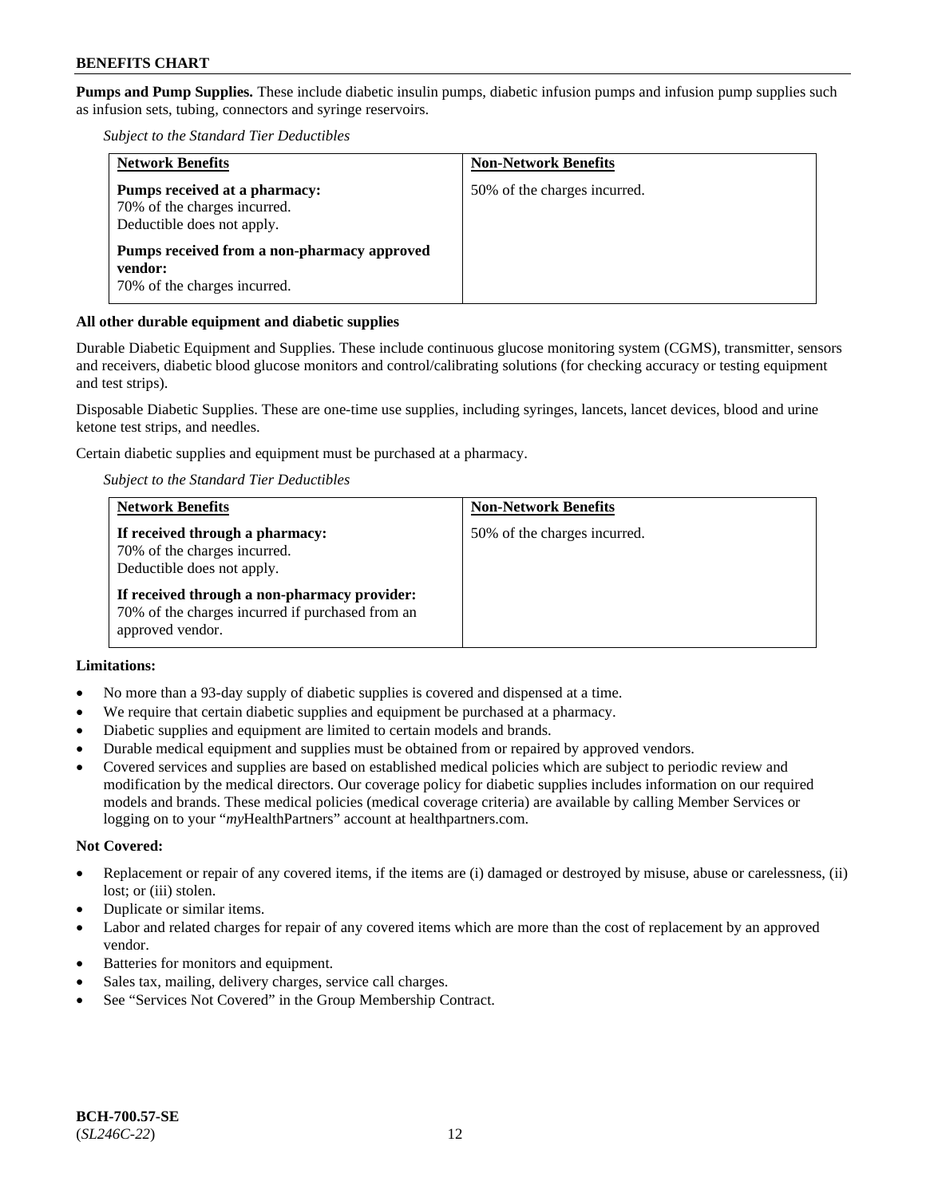**Pumps and Pump Supplies.** These include diabetic insulin pumps, diabetic infusion pumps and infusion pump supplies such as infusion sets, tubing, connectors and syringe reservoirs.

*Subject to the Standard Tier Deductibles*

| Network Benefits | Non-Network Benefits |
|---|---|
| **Pumps received at a pharmacy:**<br>70% of the charges incurred.<br>Deductible does not apply.<br><br>**Pumps received from a non-pharmacy approved vendor:**<br>70% of the charges incurred. | 50% of the charges incurred. |

**All other durable equipment and diabetic supplies**

Durable Diabetic Equipment and Supplies. These include continuous glucose monitoring system (CGMS), transmitter, sensors and receivers, diabetic blood glucose monitors and control/calibrating solutions (for checking accuracy or testing equipment and test strips).

Disposable Diabetic Supplies. These are one-time use supplies, including syringes, lancets, lancet devices, blood and urine ketone test strips, and needles.

Certain diabetic supplies and equipment must be purchased at a pharmacy.

*Subject to the Standard Tier Deductibles*

| Network Benefits | Non-Network Benefits |
|---|---|
| **If received through a pharmacy:**<br>70% of the charges incurred.<br>Deductible does not apply.<br><br>**If received through a non-pharmacy provider:**<br>70% of the charges incurred if purchased from an approved vendor. | 50% of the charges incurred. |

**Limitations:**

- No more than a 93-day supply of diabetic supplies is covered and dispensed at a time.
- We require that certain diabetic supplies and equipment be purchased at a pharmacy.
- Diabetic supplies and equipment are limited to certain models and brands.
- Durable medical equipment and supplies must be obtained from or repaired by approved vendors.
- Covered services and supplies are based on established medical policies which are subject to periodic review and modification by the medical directors. Our coverage policy for diabetic supplies includes information on our required models and brands. These medical policies (medical coverage criteria) are available by calling Member Services or logging on to your "*my*HealthPartners" account at healthpartners.com.

**Not Covered:**

- Replacement or repair of any covered items, if the items are (i) damaged or destroyed by misuse, abuse or carelessness, (ii) lost; or (iii) stolen.
- Duplicate or similar items.
- Labor and related charges for repair of any covered items which are more than the cost of replacement by an approved vendor.
- Batteries for monitors and equipment.
- Sales tax, mailing, delivery charges, service call charges.
- See "Services Not Covered" in the Group Membership Contract.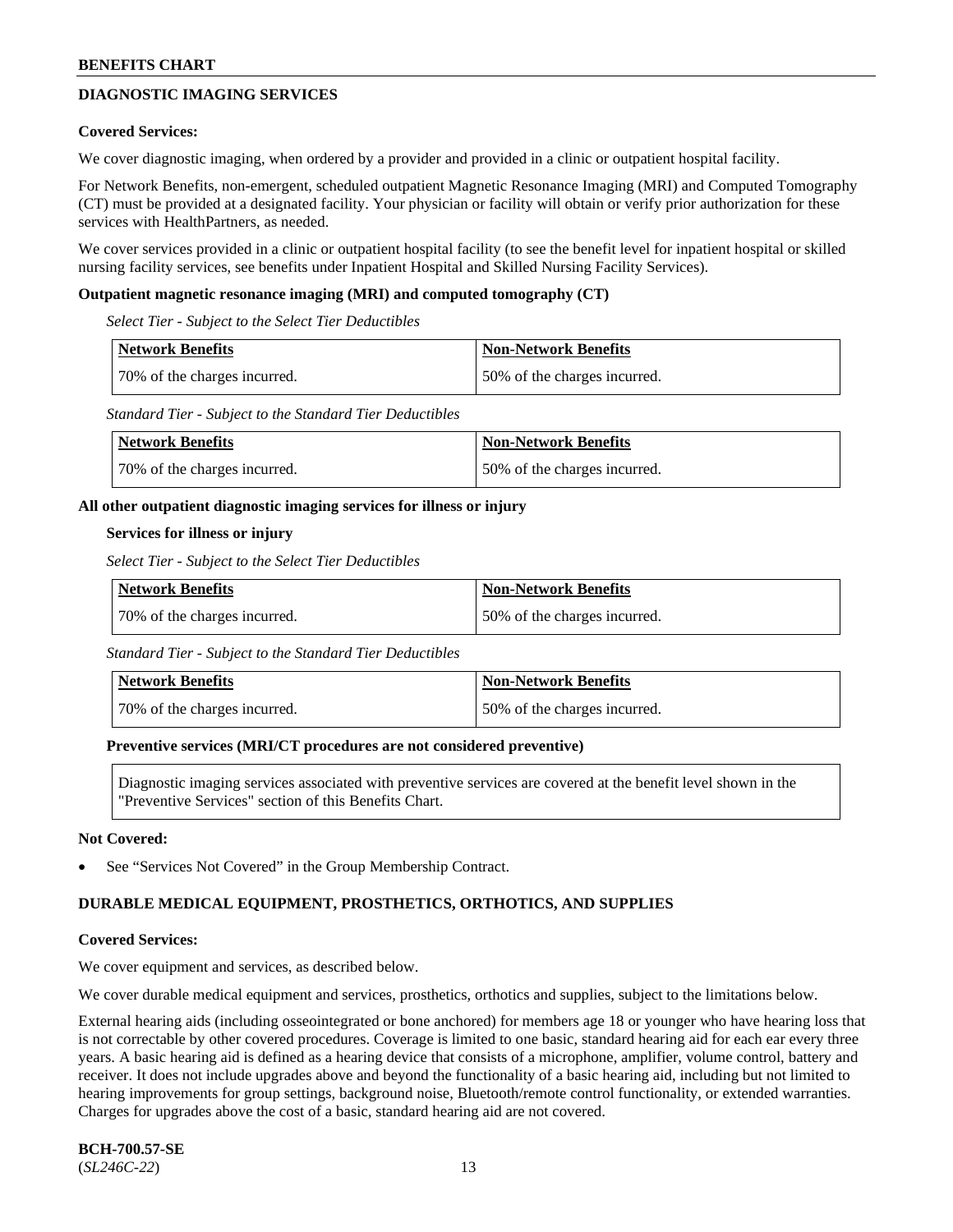## DIAGNOSTIC IMAGING SERVICES

**Covered Services:**

We cover diagnostic imaging, when ordered by a provider and provided in a clinic or outpatient hospital facility.

For Network Benefits, non-emergent, scheduled outpatient Magnetic Resonance Imaging (MRI) and Computed Tomography (CT) must be provided at a designated facility. Your physician or facility will obtain or verify prior authorization for these services with HealthPartners, as needed.

We cover services provided in a clinic or outpatient hospital facility (to see the benefit level for inpatient hospital or skilled nursing facility services, see benefits under Inpatient Hospital and Skilled Nursing Facility Services).

**Outpatient magnetic resonance imaging (MRI) and computed tomography (CT)**

*Select Tier - Subject to the Select Tier Deductibles*

| Network Benefits | Non-Network Benefits |
|---|---|
| 70% of the charges incurred. | 50% of the charges incurred. |

*Standard Tier - Subject to the Standard Tier Deductibles*

| Network Benefits | Non-Network Benefits |
|---|---|
| 70% of the charges incurred. | 50% of the charges incurred. |

**All other outpatient diagnostic imaging services for illness or injury**

**Services for illness or injury**

*Select Tier - Subject to the Select Tier Deductibles*

| Network Benefits | Non-Network Benefits |
|---|---|
| 70% of the charges incurred. | 50% of the charges incurred. |

*Standard Tier - Subject to the Standard Tier Deductibles*

| Network Benefits | Non-Network Benefits |
|---|---|
| 70% of the charges incurred. | 50% of the charges incurred. |

**Preventive services (MRI/CT procedures are not considered preventive)**

Diagnostic imaging services associated with preventive services are covered at the benefit level shown in the "Preventive Services" section of this Benefits Chart.

**Not Covered:**

- See "Services Not Covered" in the Group Membership Contract.

## DURABLE MEDICAL EQUIPMENT, PROSTHETICS, ORTHOTICS, AND SUPPLIES

**Covered Services:**

We cover equipment and services, as described below.

We cover durable medical equipment and services, prosthetics, orthotics and supplies, subject to the limitations below.

External hearing aids (including osseointegrated or bone anchored) for members age 18 or younger who have hearing loss that is not correctable by other covered procedures. Coverage is limited to one basic, standard hearing aid for each ear every three years. A basic hearing aid is defined as a hearing device that consists of a microphone, amplifier, volume control, battery and receiver. It does not include upgrades above and beyond the functionality of a basic hearing aid, including but not limited to hearing improvements for group settings, background noise, Bluetooth/remote control functionality, or extended warranties. Charges for upgrades above the cost of a basic, standard hearing aid are not covered.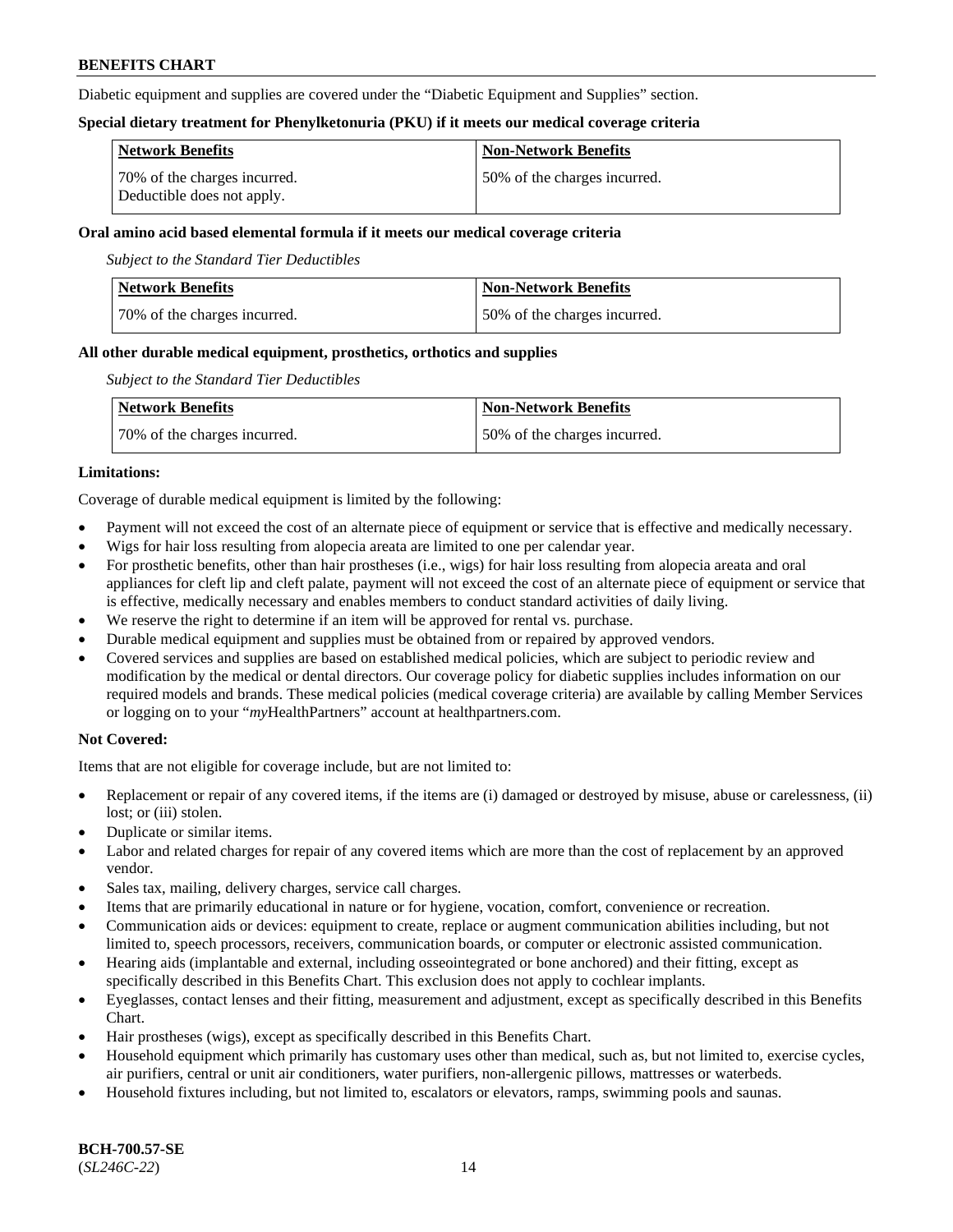Diabetic equipment and supplies are covered under the "Diabetic Equipment and Supplies" section.

**Special dietary treatment for Phenylketonuria (PKU) if it meets our medical coverage criteria**

| Network Benefits | Non-Network Benefits |
|---|---|
| 70% of the charges incurred. Deductible does not apply. | 50% of the charges incurred. |

**Oral amino acid based elemental formula if it meets our medical coverage criteria**

*Subject to the Standard Tier Deductibles*

| Network Benefits | Non-Network Benefits |
|---|---|
| 70% of the charges incurred. | 50% of the charges incurred. |

**All other durable medical equipment, prosthetics, orthotics and supplies**

*Subject to the Standard Tier Deductibles*

| Network Benefits | Non-Network Benefits |
|---|---|
| 70% of the charges incurred. | 50% of the charges incurred. |

**Limitations:**

Coverage of durable medical equipment is limited by the following:

- Payment will not exceed the cost of an alternate piece of equipment or service that is effective and medically necessary.
- Wigs for hair loss resulting from alopecia areata are limited to one per calendar year.
- For prosthetic benefits, other than hair prostheses (i.e., wigs) for hair loss resulting from alopecia areata and oral appliances for cleft lip and cleft palate, payment will not exceed the cost of an alternate piece of equipment or service that is effective, medically necessary and enables members to conduct standard activities of daily living.
- We reserve the right to determine if an item will be approved for rental vs. purchase.
- Durable medical equipment and supplies must be obtained from or repaired by approved vendors.
- Covered services and supplies are based on established medical policies, which are subject to periodic review and modification by the medical or dental directors. Our coverage policy for diabetic supplies includes information on our required models and brands. These medical policies (medical coverage criteria) are available by calling Member Services or logging on to your "*my*HealthPartners" account at healthpartners.com.

**Not Covered:**

Items that are not eligible for coverage include, but are not limited to:

- Replacement or repair of any covered items, if the items are (i) damaged or destroyed by misuse, abuse or carelessness, (ii) lost; or (iii) stolen.
- Duplicate or similar items.
- Labor and related charges for repair of any covered items which are more than the cost of replacement by an approved vendor.
- Sales tax, mailing, delivery charges, service call charges.
- Items that are primarily educational in nature or for hygiene, vocation, comfort, convenience or recreation.
- Communication aids or devices: equipment to create, replace or augment communication abilities including, but not limited to, speech processors, receivers, communication boards, or computer or electronic assisted communication.
- Hearing aids (implantable and external, including osseointegrated or bone anchored) and their fitting, except as specifically described in this Benefits Chart. This exclusion does not apply to cochlear implants.
- Eyeglasses, contact lenses and their fitting, measurement and adjustment, except as specifically described in this Benefits Chart.
- Hair prostheses (wigs), except as specifically described in this Benefits Chart.
- Household equipment which primarily has customary uses other than medical, such as, but not limited to, exercise cycles, air purifiers, central or unit air conditioners, water purifiers, non-allergenic pillows, mattresses or waterbeds.
- Household fixtures including, but not limited to, escalators or elevators, ramps, swimming pools and saunas.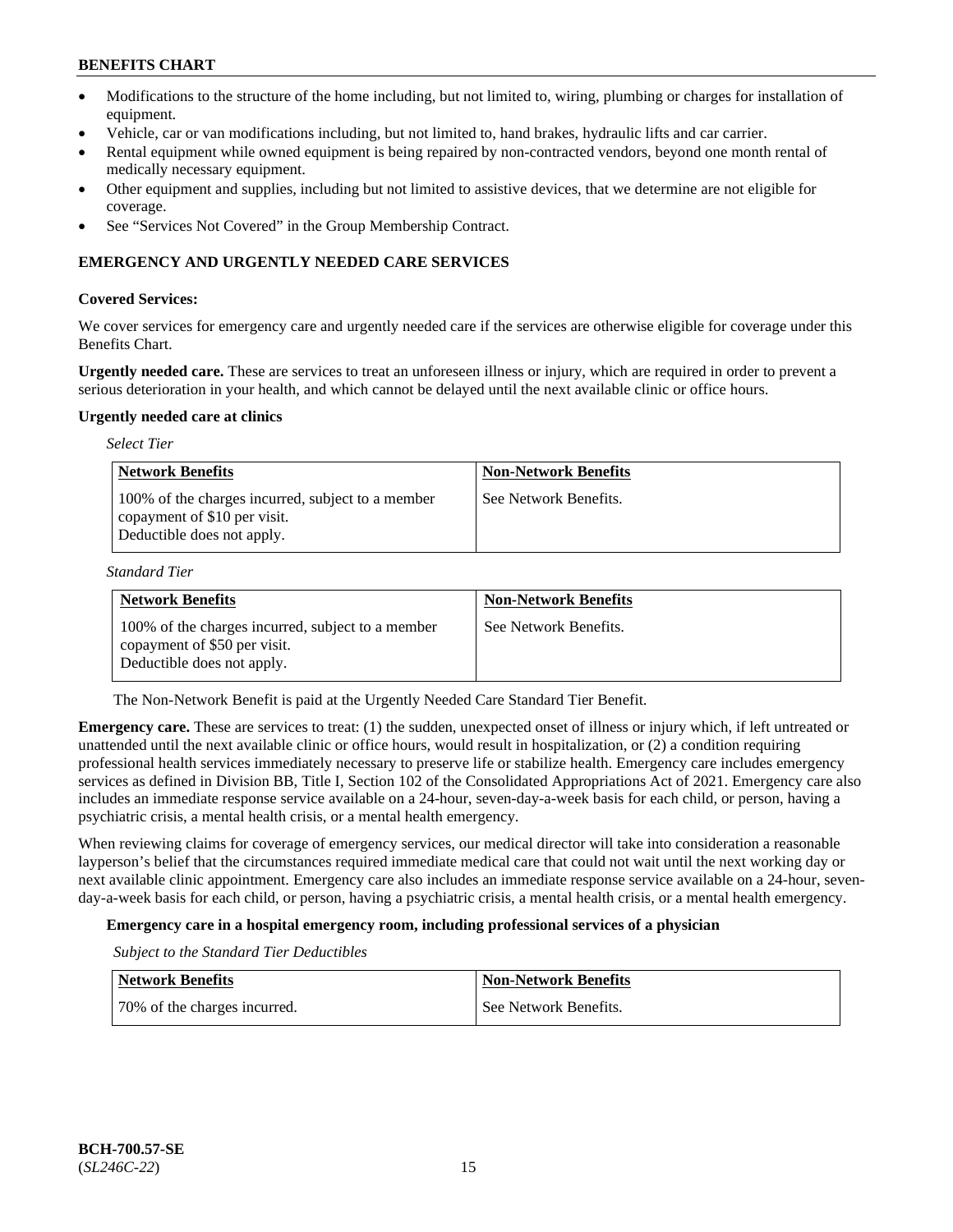- Modifications to the structure of the home including, but not limited to, wiring, plumbing or charges for installation of equipment.
- Vehicle, car or van modifications including, but not limited to, hand brakes, hydraulic lifts and car carrier.
- Rental equipment while owned equipment is being repaired by non-contracted vendors, beyond one month rental of medically necessary equipment.
- Other equipment and supplies, including but not limited to assistive devices, that we determine are not eligible for coverage.
- See "Services Not Covered" in the Group Membership Contract.

## EMERGENCY AND URGENTLY NEEDED CARE SERVICES

**Covered Services:**

We cover services for emergency care and urgently needed care if the services are otherwise eligible for coverage under this Benefits Chart.

**Urgently needed care.** These are services to treat an unforeseen illness or injury, which are required in order to prevent a serious deterioration in your health, and which cannot be delayed until the next available clinic or office hours.

**Urgently needed care at clinics**

*Select Tier*

| Network Benefits | Non-Network Benefits |
|---|---|
| 100% of the charges incurred, subject to a member copayment of $10 per visit. Deductible does not apply. | See Network Benefits. |

*Standard Tier*

| Network Benefits | Non-Network Benefits |
|---|---|
| 100% of the charges incurred, subject to a member copayment of $50 per visit. Deductible does not apply. | See Network Benefits. |

The Non-Network Benefit is paid at the Urgently Needed Care Standard Tier Benefit.

**Emergency care.** These are services to treat: (1) the sudden, unexpected onset of illness or injury which, if left untreated or unattended until the next available clinic or office hours, would result in hospitalization, or (2) a condition requiring professional health services immediately necessary to preserve life or stabilize health. Emergency care includes emergency services as defined in Division BB, Title I, Section 102 of the Consolidated Appropriations Act of 2021. Emergency care also includes an immediate response service available on a 24-hour, seven-day-a-week basis for each child, or person, having a psychiatric crisis, a mental health crisis, or a mental health emergency.

When reviewing claims for coverage of emergency services, our medical director will take into consideration a reasonable layperson's belief that the circumstances required immediate medical care that could not wait until the next working day or next available clinic appointment. Emergency care also includes an immediate response service available on a 24-hour, seven-day-a-week basis for each child, or person, having a psychiatric crisis, a mental health crisis, or a mental health emergency.

**Emergency care in a hospital emergency room, including professional services of a physician**

*Subject to the Standard Tier Deductibles*

| Network Benefits | Non-Network Benefits |
|---|---|
| 70% of the charges incurred. | See Network Benefits. |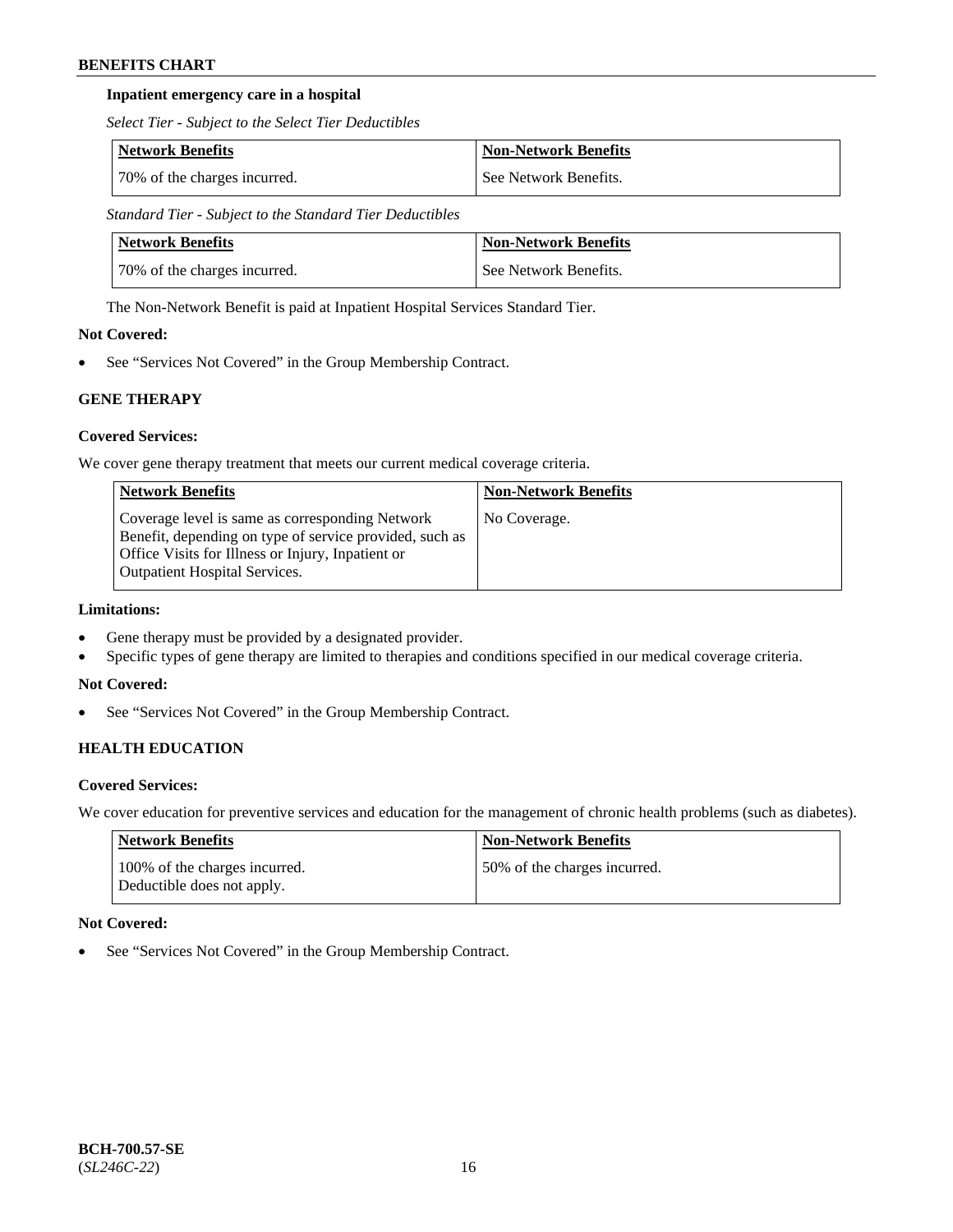**Inpatient emergency care in a hospital**

*Select Tier - Subject to the Select Tier Deductibles*

| Network Benefits | Non-Network Benefits |
|---|---|
| 70% of the charges incurred. | See Network Benefits. |

*Standard Tier - Subject to the Standard Tier Deductibles*

| Network Benefits | Non-Network Benefits |
|---|---|
| 70% of the charges incurred. | See Network Benefits. |

The Non-Network Benefit is paid at Inpatient Hospital Services Standard Tier.

**Not Covered:**

- See "Services Not Covered" in the Group Membership Contract.

## GENE THERAPY

**Covered Services:**

We cover gene therapy treatment that meets our current medical coverage criteria.

| Network Benefits | Non-Network Benefits |
|---|---|
| Coverage level is same as corresponding Network Benefit, depending on type of service provided, such as Office Visits for Illness or Injury, Inpatient or Outpatient Hospital Services. | No Coverage. |

**Limitations:**

- Gene therapy must be provided by a designated provider.
- Specific types of gene therapy are limited to therapies and conditions specified in our medical coverage criteria.

**Not Covered:**

- See "Services Not Covered" in the Group Membership Contract.

## HEALTH EDUCATION

**Covered Services:**

We cover education for preventive services and education for the management of chronic health problems (such as diabetes).

| Network Benefits | Non-Network Benefits |
|---|---|
| 100% of the charges incurred. Deductible does not apply. | 50% of the charges incurred. |

**Not Covered:**

- See "Services Not Covered" in the Group Membership Contract.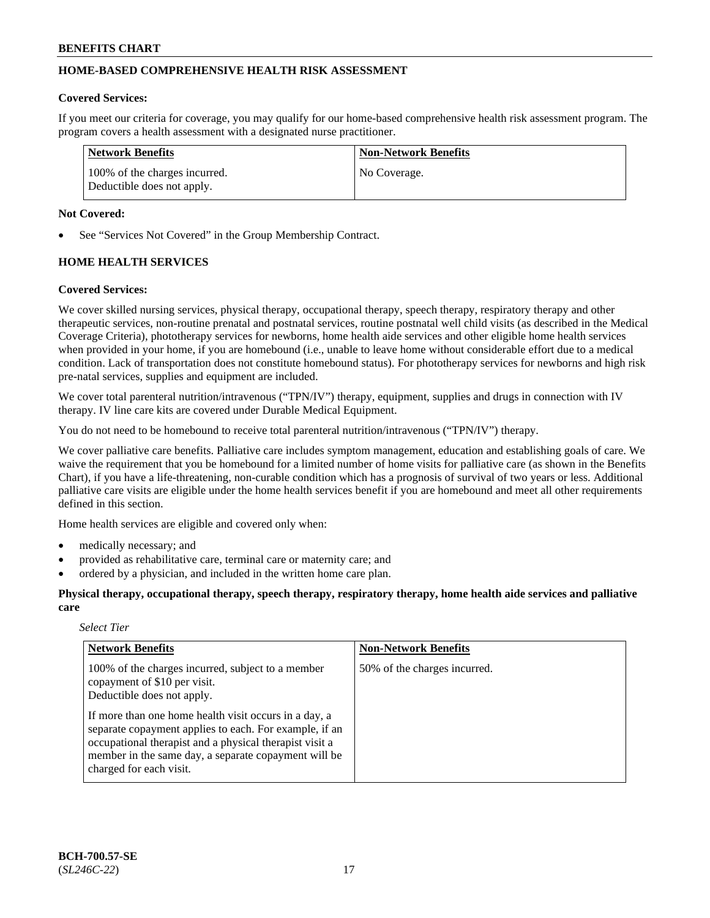## HOME-BASED COMPREHENSIVE HEALTH RISK ASSESSMENT

**Covered Services:**

If you meet our criteria for coverage, you may qualify for our home-based comprehensive health risk assessment program. The program covers a health assessment with a designated nurse practitioner.

| Network Benefits | Non-Network Benefits |
|---|---|
| 100% of the charges incurred.<br>Deductible does not apply. | No Coverage. |

**Not Covered:**

- See "Services Not Covered" in the Group Membership Contract.

## HOME HEALTH SERVICES

**Covered Services:**

We cover skilled nursing services, physical therapy, occupational therapy, speech therapy, respiratory therapy and other therapeutic services, non-routine prenatal and postnatal services, routine postnatal well child visits (as described in the Medical Coverage Criteria), phototherapy services for newborns, home health aide services and other eligible home health services when provided in your home, if you are homebound (i.e., unable to leave home without considerable effort due to a medical condition. Lack of transportation does not constitute homebound status). For phototherapy services for newborns and high risk pre-natal services, supplies and equipment are included.

We cover total parenteral nutrition/intravenous ("TPN/IV") therapy, equipment, supplies and drugs in connection with IV therapy. IV line care kits are covered under Durable Medical Equipment.

You do not need to be homebound to receive total parenteral nutrition/intravenous ("TPN/IV") therapy.

We cover palliative care benefits. Palliative care includes symptom management, education and establishing goals of care. We waive the requirement that you be homebound for a limited number of home visits for palliative care (as shown in the Benefits Chart), if you have a life-threatening, non-curable condition which has a prognosis of survival of two years or less. Additional palliative care visits are eligible under the home health services benefit if you are homebound and meet all other requirements defined in this section.

Home health services are eligible and covered only when:

- medically necessary; and
- provided as rehabilitative care, terminal care or maternity care; and
- ordered by a physician, and included in the written home care plan.

**Physical therapy, occupational therapy, speech therapy, respiratory therapy, home health aide services and palliative care**

*Select Tier*

| Network Benefits | Non-Network Benefits |
|---|---|
| 100% of the charges incurred, subject to a member copayment of $10 per visit.<br>Deductible does not apply.<br><br>If more than one home health visit occurs in a day, a separate copayment applies to each. For example, if an occupational therapist and a physical therapist visit a member in the same day, a separate copayment will be charged for each visit. | 50% of the charges incurred. |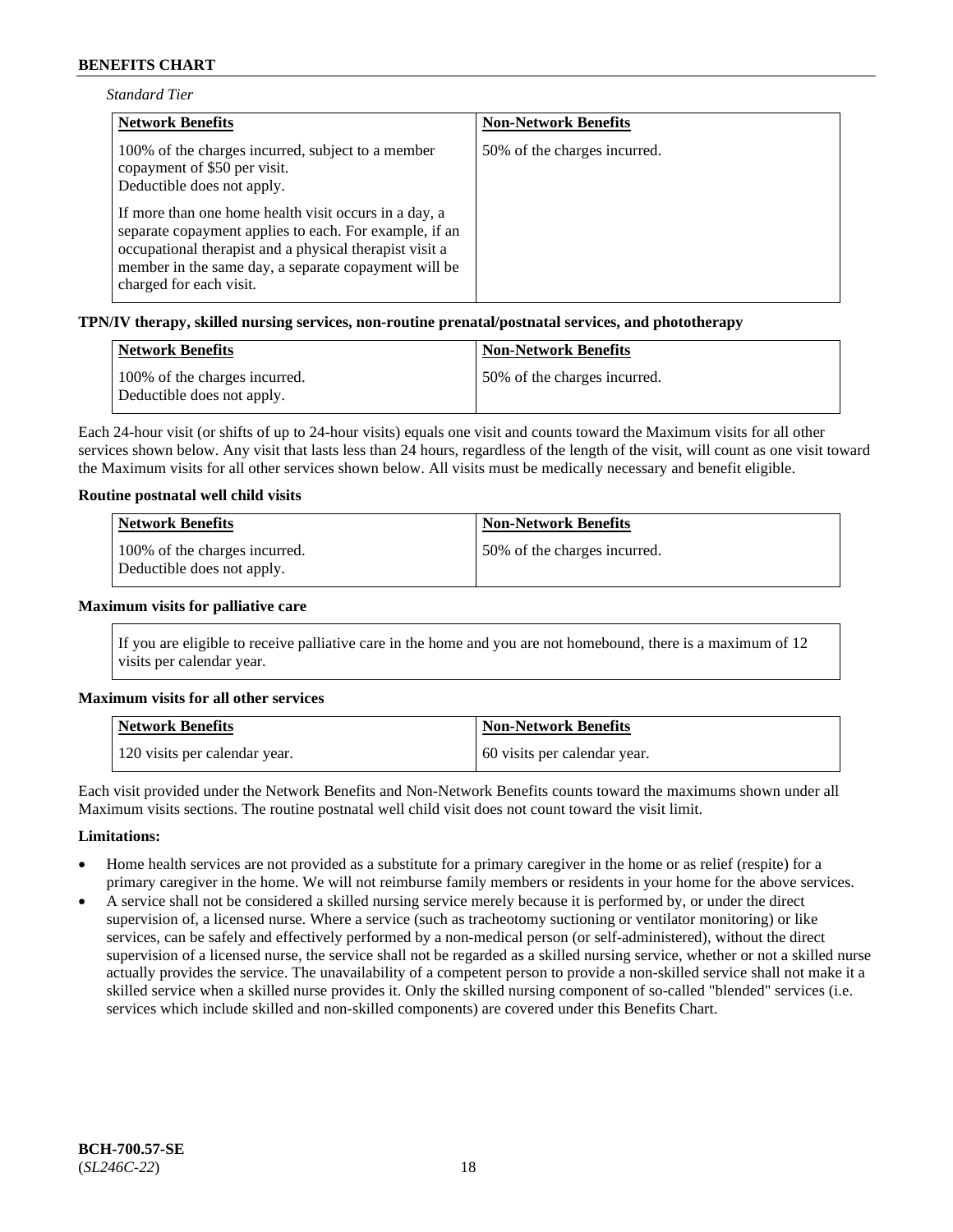*Standard Tier*

| Network Benefits | Non-Network Benefits |
|---|---|
| 100% of the charges incurred, subject to a member copayment of $50 per visit.<br>Deductible does not apply.<br><br>If more than one home health visit occurs in a day, a separate copayment applies to each. For example, if an occupational therapist and a physical therapist visit a member in the same day, a separate copayment will be charged for each visit. | 50% of the charges incurred. |

**TPN/IV therapy, skilled nursing services, non-routine prenatal/postnatal services, and phototherapy**

| Network Benefits | Non-Network Benefits |
|---|---|
| 100% of the charges incurred.<br>Deductible does not apply. | 50% of the charges incurred. |

Each 24-hour visit (or shifts of up to 24-hour visits) equals one visit and counts toward the Maximum visits for all other services shown below. Any visit that lasts less than 24 hours, regardless of the length of the visit, will count as one visit toward the Maximum visits for all other services shown below. All visits must be medically necessary and benefit eligible.

**Routine postnatal well child visits**

| Network Benefits | Non-Network Benefits |
|---|---|
| 100% of the charges incurred.<br>Deductible does not apply. | 50% of the charges incurred. |

**Maximum visits for palliative care**

If you are eligible to receive palliative care in the home and you are not homebound, there is a maximum of 12 visits per calendar year.

**Maximum visits for all other services**

| Network Benefits | Non-Network Benefits |
|---|---|
| 120 visits per calendar year. | 60 visits per calendar year. |

Each visit provided under the Network Benefits and Non-Network Benefits counts toward the maximums shown under all Maximum visits sections. The routine postnatal well child visit does not count toward the visit limit.

**Limitations:**

- Home health services are not provided as a substitute for a primary caregiver in the home or as relief (respite) for a primary caregiver in the home. We will not reimburse family members or residents in your home for the above services.
- A service shall not be considered a skilled nursing service merely because it is performed by, or under the direct supervision of, a licensed nurse. Where a service (such as tracheotomy suctioning or ventilator monitoring) or like services, can be safely and effectively performed by a non-medical person (or self-administered), without the direct supervision of a licensed nurse, the service shall not be regarded as a skilled nursing service, whether or not a skilled nurse actually provides the service. The unavailability of a competent person to provide a non-skilled service shall not make it a skilled service when a skilled nurse provides it. Only the skilled nursing component of so-called "blended" services (i.e. services which include skilled and non-skilled components) are covered under this Benefits Chart.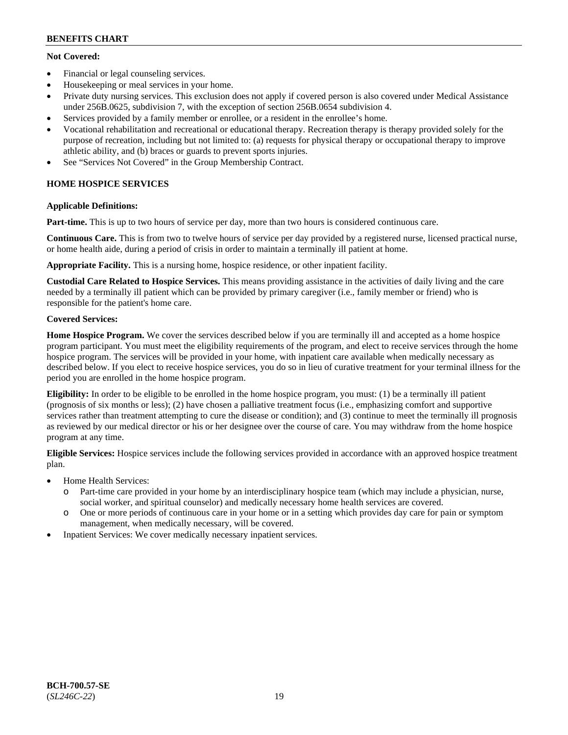**Not Covered:**

- Financial or legal counseling services.
- Housekeeping or meal services in your home.
- Private duty nursing services. This exclusion does not apply if covered person is also covered under Medical Assistance under 256B.0625, subdivision 7, with the exception of section 256B.0654 subdivision 4.
- Services provided by a family member or enrollee, or a resident in the enrollee's home.
- Vocational rehabilitation and recreational or educational therapy. Recreation therapy is therapy provided solely for the purpose of recreation, including but not limited to: (a) requests for physical therapy or occupational therapy to improve athletic ability, and (b) braces or guards to prevent sports injuries.
- See "Services Not Covered" in the Group Membership Contract.

## HOME HOSPICE SERVICES

**Applicable Definitions:**

**Part-time.** This is up to two hours of service per day, more than two hours is considered continuous care.

**Continuous Care.** This is from two to twelve hours of service per day provided by a registered nurse, licensed practical nurse, or home health aide, during a period of crisis in order to maintain a terminally ill patient at home.

**Appropriate Facility.** This is a nursing home, hospice residence, or other inpatient facility.

**Custodial Care Related to Hospice Services.** This means providing assistance in the activities of daily living and the care needed by a terminally ill patient which can be provided by primary caregiver (i.e., family member or friend) who is responsible for the patient's home care.

**Covered Services:**

**Home Hospice Program.** We cover the services described below if you are terminally ill and accepted as a home hospice program participant. You must meet the eligibility requirements of the program, and elect to receive services through the home hospice program. The services will be provided in your home, with inpatient care available when medically necessary as described below. If you elect to receive hospice services, you do so in lieu of curative treatment for your terminal illness for the period you are enrolled in the home hospice program.

**Eligibility:** In order to be eligible to be enrolled in the home hospice program, you must: (1) be a terminally ill patient (prognosis of six months or less); (2) have chosen a palliative treatment focus (i.e., emphasizing comfort and supportive services rather than treatment attempting to cure the disease or condition); and (3) continue to meet the terminally ill prognosis as reviewed by our medical director or his or her designee over the course of care. You may withdraw from the home hospice program at any time.

**Eligible Services:** Hospice services include the following services provided in accordance with an approved hospice treatment plan.

- Home Health Services:
  - Part-time care provided in your home by an interdisciplinary hospice team (which may include a physician, nurse, social worker, and spiritual counselor) and medically necessary home health services are covered.
  - One or more periods of continuous care in your home or in a setting which provides day care for pain or symptom management, when medically necessary, will be covered.
- Inpatient Services: We cover medically necessary inpatient services.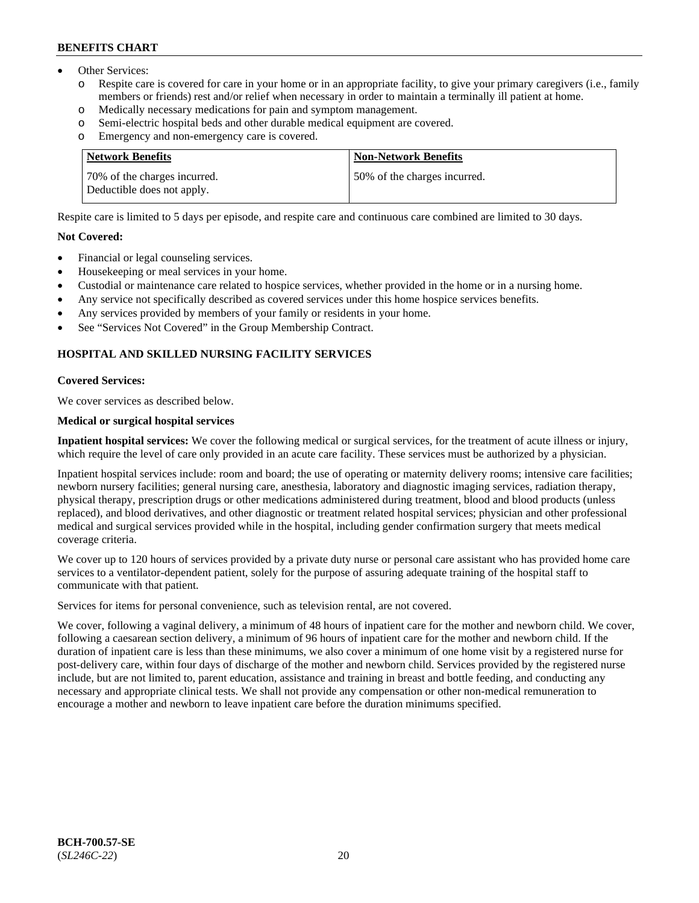- Other Services:
  - Respite care is covered for care in your home or in an appropriate facility, to give your primary caregivers (i.e., family members or friends) rest and/or relief when necessary in order to maintain a terminally ill patient at home.
  - Medically necessary medications for pain and symptom management.
  - Semi-electric hospital beds and other durable medical equipment are covered.
  - Emergency and non-emergency care is covered.

| Network Benefits | Non-Network Benefits |
| --- | --- |
| 70% of the charges incurred.<br>Deductible does not apply. | 50% of the charges incurred. |

Respite care is limited to 5 days per episode, and respite care and continuous care combined are limited to 30 days.

**Not Covered:**

- Financial or legal counseling services.
- Housekeeping or meal services in your home.
- Custodial or maintenance care related to hospice services, whether provided in the home or in a nursing home.
- Any service not specifically described as covered services under this home hospice services benefits.
- Any services provided by members of your family or residents in your home.
- See "Services Not Covered" in the Group Membership Contract.

## HOSPITAL AND SKILLED NURSING FACILITY SERVICES

**Covered Services:**

We cover services as described below.

**Medical or surgical hospital services**

**Inpatient hospital services:** We cover the following medical or surgical services, for the treatment of acute illness or injury, which require the level of care only provided in an acute care facility. These services must be authorized by a physician.

Inpatient hospital services include: room and board; the use of operating or maternity delivery rooms; intensive care facilities; newborn nursery facilities; general nursing care, anesthesia, laboratory and diagnostic imaging services, radiation therapy, physical therapy, prescription drugs or other medications administered during treatment, blood and blood products (unless replaced), and blood derivatives, and other diagnostic or treatment related hospital services; physician and other professional medical and surgical services provided while in the hospital, including gender confirmation surgery that meets medical coverage criteria.

We cover up to 120 hours of services provided by a private duty nurse or personal care assistant who has provided home care services to a ventilator-dependent patient, solely for the purpose of assuring adequate training of the hospital staff to communicate with that patient.

Services for items for personal convenience, such as television rental, are not covered.

We cover, following a vaginal delivery, a minimum of 48 hours of inpatient care for the mother and newborn child. We cover, following a caesarean section delivery, a minimum of 96 hours of inpatient care for the mother and newborn child. If the duration of inpatient care is less than these minimums, we also cover a minimum of one home visit by a registered nurse for post-delivery care, within four days of discharge of the mother and newborn child. Services provided by the registered nurse include, but are not limited to, parent education, assistance and training in breast and bottle feeding, and conducting any necessary and appropriate clinical tests. We shall not provide any compensation or other non-medical remuneration to encourage a mother and newborn to leave inpatient care before the duration minimums specified.

**BCH-700.57-SE**
(*SL246C-22*)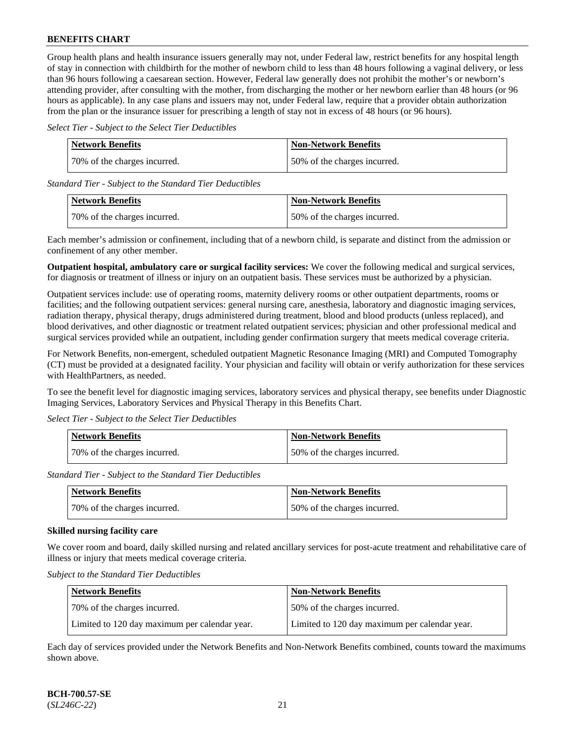Group health plans and health insurance issuers generally may not, under Federal law, restrict benefits for any hospital length of stay in connection with childbirth for the mother of newborn child to less than 48 hours following a vaginal delivery, or less than 96 hours following a caesarean section. However, Federal law generally does not prohibit the mother's or newborn's attending provider, after consulting with the mother, from discharging the mother or her newborn earlier than 48 hours (or 96 hours as applicable). In any case plans and issuers may not, under Federal law, require that a provider obtain authorization from the plan or the insurance issuer for prescribing a length of stay not in excess of 48 hours (or 96 hours).

*Select Tier - Subject to the Select Tier Deductibles*

| Network Benefits | Non-Network Benefits |
| --- | --- |
| 70% of the charges incurred. | 50% of the charges incurred. |

*Standard Tier - Subject to the Standard Tier Deductibles*

| Network Benefits | Non-Network Benefits |
| --- | --- |
| 70% of the charges incurred. | 50% of the charges incurred. |

Each member's admission or confinement, including that of a newborn child, is separate and distinct from the admission or confinement of any other member.

**Outpatient hospital, ambulatory care or surgical facility services:** We cover the following medical and surgical services, for diagnosis or treatment of illness or injury on an outpatient basis. These services must be authorized by a physician.

Outpatient services include: use of operating rooms, maternity delivery rooms or other outpatient departments, rooms or facilities; and the following outpatient services: general nursing care, anesthesia, laboratory and diagnostic imaging services, radiation therapy, physical therapy, drugs administered during treatment, blood and blood products (unless replaced), and blood derivatives, and other diagnostic or treatment related outpatient services; physician and other professional medical and surgical services provided while an outpatient, including gender confirmation surgery that meets medical coverage criteria.

For Network Benefits, non-emergent, scheduled outpatient Magnetic Resonance Imaging (MRI) and Computed Tomography (CT) must be provided at a designated facility. Your physician and facility will obtain or verify authorization for these services with HealthPartners, as needed.

To see the benefit level for diagnostic imaging services, laboratory services and physical therapy, see benefits under Diagnostic Imaging Services, Laboratory Services and Physical Therapy in this Benefits Chart.

*Select Tier - Subject to the Select Tier Deductibles*

| Network Benefits | Non-Network Benefits |
| --- | --- |
| 70% of the charges incurred. | 50% of the charges incurred. |

*Standard Tier - Subject to the Standard Tier Deductibles*

| Network Benefits | Non-Network Benefits |
| --- | --- |
| 70% of the charges incurred. | 50% of the charges incurred. |

**Skilled nursing facility care**

We cover room and board, daily skilled nursing and related ancillary services for post-acute treatment and rehabilitative care of illness or injury that meets medical coverage criteria.

*Subject to the Standard Tier Deductibles*

| Network Benefits | Non-Network Benefits |
| --- | --- |
| 70% of the charges incurred. | 50% of the charges incurred. |
| Limited to 120 day maximum per calendar year. | Limited to 120 day maximum per calendar year. |

Each day of services provided under the Network Benefits and Non-Network Benefits combined, counts toward the maximums shown above.

**BCH-700.57-SE**
(*SL246C-22*)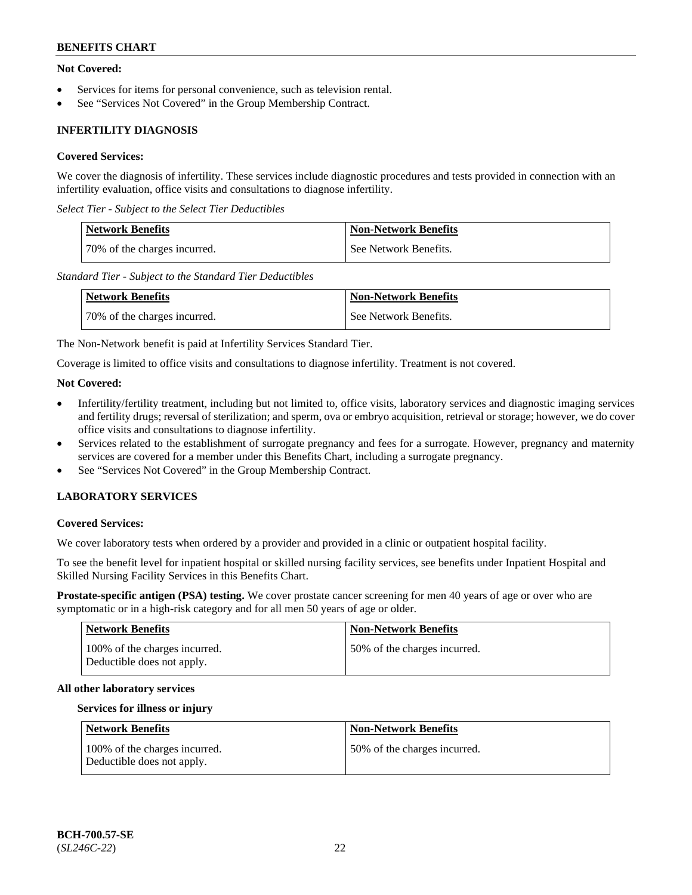**Not Covered:**

- Services for items for personal convenience, such as television rental.
- See "Services Not Covered" in the Group Membership Contract.

### INFERTILITY DIAGNOSIS

**Covered Services:**

We cover the diagnosis of infertility. These services include diagnostic procedures and tests provided in connection with an infertility evaluation, office visits and consultations to diagnose infertility.

*Select Tier - Subject to the Select Tier Deductibles*

| Network Benefits | Non-Network Benefits |
|---|---|
| 70% of the charges incurred. | See Network Benefits. |

*Standard Tier - Subject to the Standard Tier Deductibles*

| Network Benefits | Non-Network Benefits |
|---|---|
| 70% of the charges incurred. | See Network Benefits. |

The Non-Network benefit is paid at Infertility Services Standard Tier.

Coverage is limited to office visits and consultations to diagnose infertility. Treatment is not covered.

**Not Covered:**

- Infertility/fertility treatment, including but not limited to, office visits, laboratory services and diagnostic imaging services and fertility drugs; reversal of sterilization; and sperm, ova or embryo acquisition, retrieval or storage; however, we do cover office visits and consultations to diagnose infertility.
- Services related to the establishment of surrogate pregnancy and fees for a surrogate. However, pregnancy and maternity services are covered for a member under this Benefits Chart, including a surrogate pregnancy.
- See "Services Not Covered" in the Group Membership Contract.

### LABORATORY SERVICES

**Covered Services:**

We cover laboratory tests when ordered by a provider and provided in a clinic or outpatient hospital facility.

To see the benefit level for inpatient hospital or skilled nursing facility services, see benefits under Inpatient Hospital and Skilled Nursing Facility Services in this Benefits Chart.

**Prostate-specific antigen (PSA) testing.** We cover prostate cancer screening for men 40 years of age or over who are symptomatic or in a high-risk category and for all men 50 years of age or older.

| Network Benefits | Non-Network Benefits |
|---|---|
| 100% of the charges incurred.<br>Deductible does not apply. | 50% of the charges incurred. |

**All other laboratory services**

**Services for illness or injury**

| Network Benefits | Non-Network Benefits |
|---|---|
| 100% of the charges incurred.<br>Deductible does not apply. | 50% of the charges incurred. |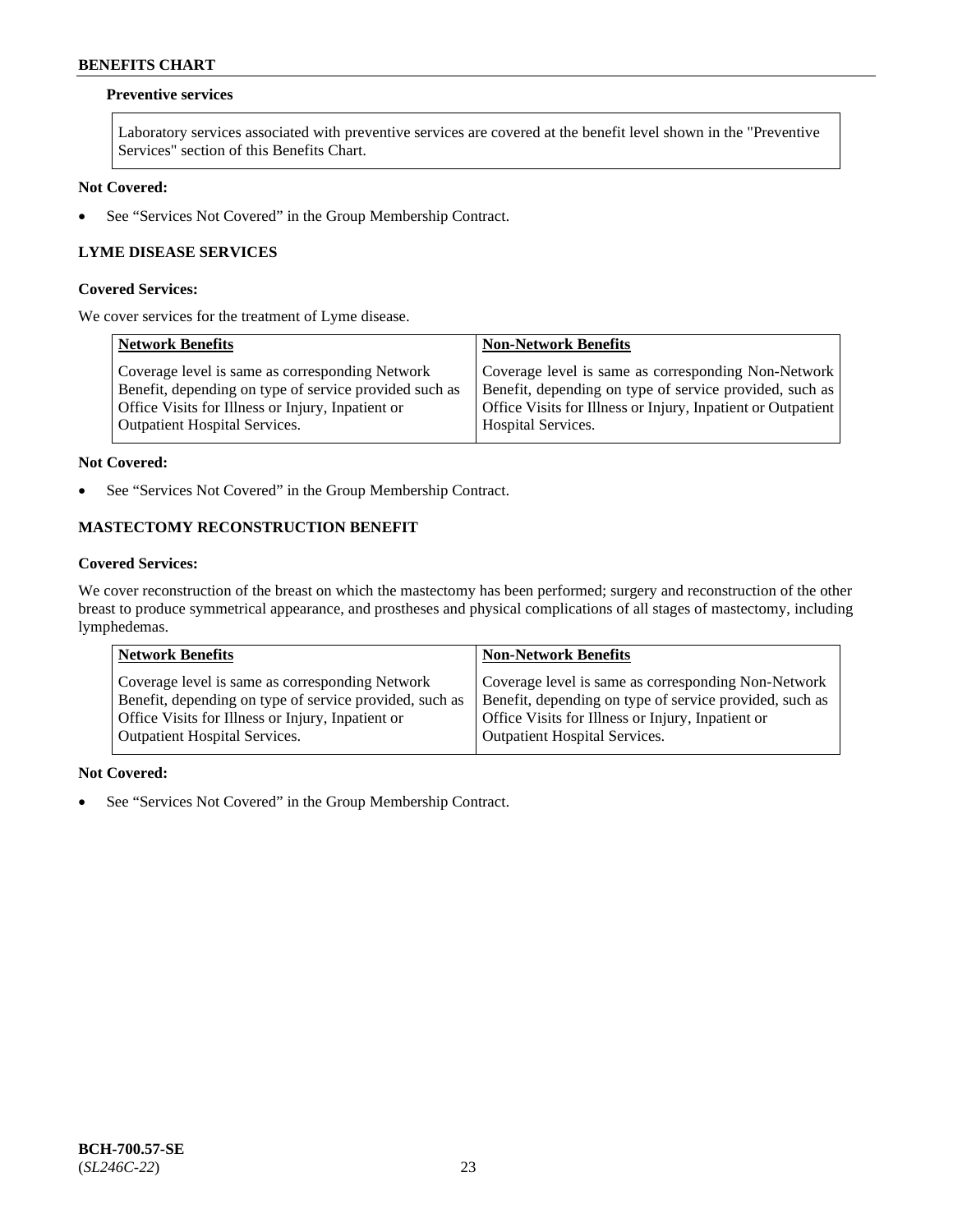**Preventive services**

Laboratory services associated with preventive services are covered at the benefit level shown in the "Preventive Services" section of this Benefits Chart.

**Not Covered:**

- See "Services Not Covered" in the Group Membership Contract.

**LYME DISEASE SERVICES**

**Covered Services:**

We cover services for the treatment of Lyme disease.

| Network Benefits | Non-Network Benefits |
| --- | --- |
| Coverage level is same as corresponding Network Benefit, depending on type of service provided such as Office Visits for Illness or Injury, Inpatient or Outpatient Hospital Services. | Coverage level is same as corresponding Non-Network Benefit, depending on type of service provided, such as Office Visits for Illness or Injury, Inpatient or Outpatient Hospital Services. |

**Not Covered:**

- See "Services Not Covered" in the Group Membership Contract.

**MASTECTOMY RECONSTRUCTION BENEFIT**

**Covered Services:**

We cover reconstruction of the breast on which the mastectomy has been performed; surgery and reconstruction of the other breast to produce symmetrical appearance, and prostheses and physical complications of all stages of mastectomy, including lymphedemas.

| Network Benefits | Non-Network Benefits |
| --- | --- |
| Coverage level is same as corresponding Network Benefit, depending on type of service provided, such as Office Visits for Illness or Injury, Inpatient or Outpatient Hospital Services. | Coverage level is same as corresponding Non-Network Benefit, depending on type of service provided, such as Office Visits for Illness or Injury, Inpatient or Outpatient Hospital Services. |

**Not Covered:**

- See "Services Not Covered" in the Group Membership Contract.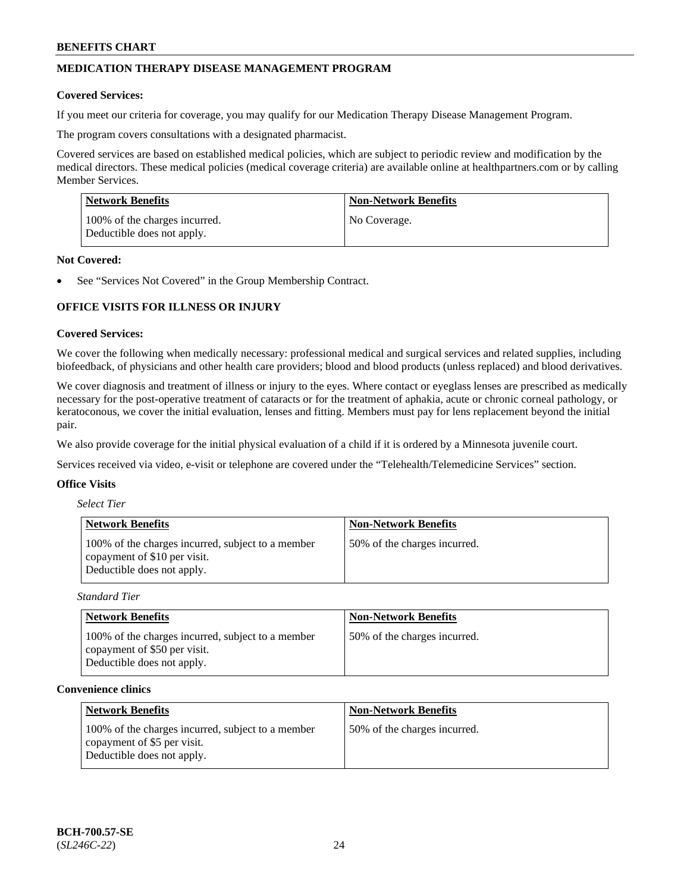## MEDICATION THERAPY DISEASE MANAGEMENT PROGRAM

**Covered Services:**

If you meet our criteria for coverage, you may qualify for our Medication Therapy Disease Management Program.

The program covers consultations with a designated pharmacist.

Covered services are based on established medical policies, which are subject to periodic review and modification by the medical directors. These medical policies (medical coverage criteria) are available online at healthpartners.com or by calling Member Services.

| Network Benefits | Non-Network Benefits |
| --- | --- |
| 100% of the charges incurred. Deductible does not apply. | No Coverage. |

**Not Covered:**

- See "Services Not Covered" in the Group Membership Contract.

## OFFICE VISITS FOR ILLNESS OR INJURY

**Covered Services:**

We cover the following when medically necessary: professional medical and surgical services and related supplies, including biofeedback, of physicians and other health care providers; blood and blood products (unless replaced) and blood derivatives.

We cover diagnosis and treatment of illness or injury to the eyes. Where contact or eyeglass lenses are prescribed as medically necessary for the post-operative treatment of cataracts or for the treatment of aphakia, acute or chronic corneal pathology, or keratoconous, we cover the initial evaluation, lenses and fitting. Members must pay for lens replacement beyond the initial pair.

We also provide coverage for the initial physical evaluation of a child if it is ordered by a Minnesota juvenile court.

Services received via video, e-visit or telephone are covered under the "Telehealth/Telemedicine Services" section.

**Office Visits**

*Select Tier*

| Network Benefits | Non-Network Benefits |
| --- | --- |
| 100% of the charges incurred, subject to a member copayment of $10 per visit. Deductible does not apply. | 50% of the charges incurred. |

*Standard Tier*

| Network Benefits | Non-Network Benefits |
| --- | --- |
| 100% of the charges incurred, subject to a member copayment of $50 per visit. Deductible does not apply. | 50% of the charges incurred. |

**Convenience clinics**

| Network Benefits | Non-Network Benefits |
| --- | --- |
| 100% of the charges incurred, subject to a member copayment of $5 per visit. Deductible does not apply. | 50% of the charges incurred. |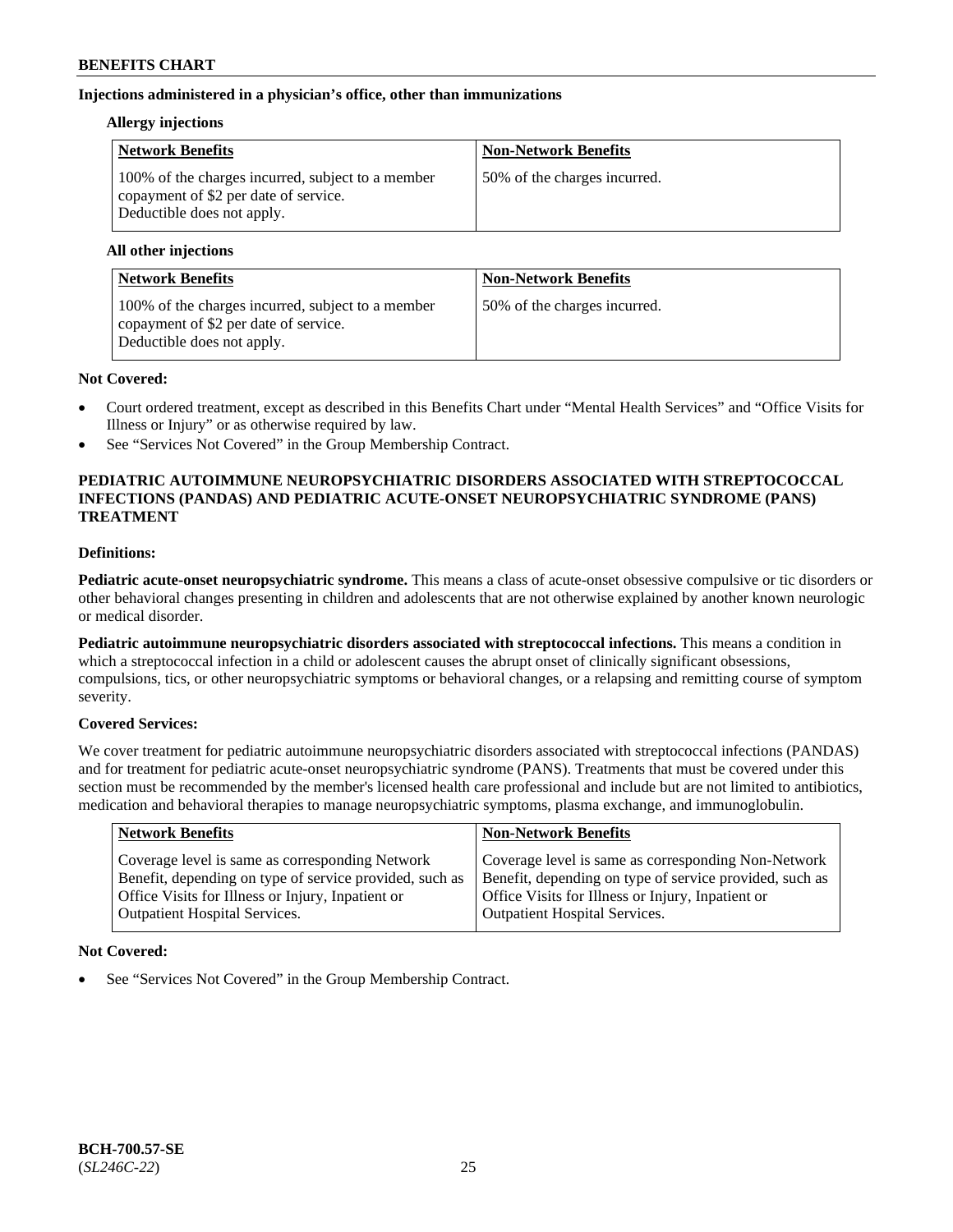### Injections administered in a physician's office, other than immunizations

#### Allergy injections

| Network Benefits | Non-Network Benefits |
| --- | --- |
| 100% of the charges incurred, subject to a member copayment of $2 per date of service. Deductible does not apply. | 50% of the charges incurred. |

#### All other injections

| Network Benefits | Non-Network Benefits |
| --- | --- |
| 100% of the charges incurred, subject to a member copayment of $2 per date of service. Deductible does not apply. | 50% of the charges incurred. |

**Not Covered:**

- Court ordered treatment, except as described in this Benefits Chart under "Mental Health Services" and "Office Visits for Illness or Injury" or as otherwise required by law.
- See "Services Not Covered" in the Group Membership Contract.

## PEDIATRIC AUTOIMMUNE NEUROPSYCHIATRIC DISORDERS ASSOCIATED WITH STREPTOCOCCAL INFECTIONS (PANDAS) AND PEDIATRIC ACUTE-ONSET NEUROPSYCHIATRIC SYNDROME (PANS) TREATMENT

**Definitions:**

**Pediatric acute-onset neuropsychiatric syndrome.** This means a class of acute-onset obsessive compulsive or tic disorders or other behavioral changes presenting in children and adolescents that are not otherwise explained by another known neurologic or medical disorder.

**Pediatric autoimmune neuropsychiatric disorders associated with streptococcal infections.** This means a condition in which a streptococcal infection in a child or adolescent causes the abrupt onset of clinically significant obsessions, compulsions, tics, or other neuropsychiatric symptoms or behavioral changes, or a relapsing and remitting course of symptom severity.

**Covered Services:**

We cover treatment for pediatric autoimmune neuropsychiatric disorders associated with streptococcal infections (PANDAS) and for treatment for pediatric acute-onset neuropsychiatric syndrome (PANS). Treatments that must be covered under this section must be recommended by the member's licensed health care professional and include but are not limited to antibiotics, medication and behavioral therapies to manage neuropsychiatric symptoms, plasma exchange, and immunoglobulin.

| Network Benefits | Non-Network Benefits |
| --- | --- |
| Coverage level is same as corresponding Network Benefit, depending on type of service provided, such as Office Visits for Illness or Injury, Inpatient or Outpatient Hospital Services. | Coverage level is same as corresponding Non-Network Benefit, depending on type of service provided, such as Office Visits for Illness or Injury, Inpatient or Outpatient Hospital Services. |

**Not Covered:**

- See "Services Not Covered" in the Group Membership Contract.

BCH-700.57-SE
(*SL246C-22*)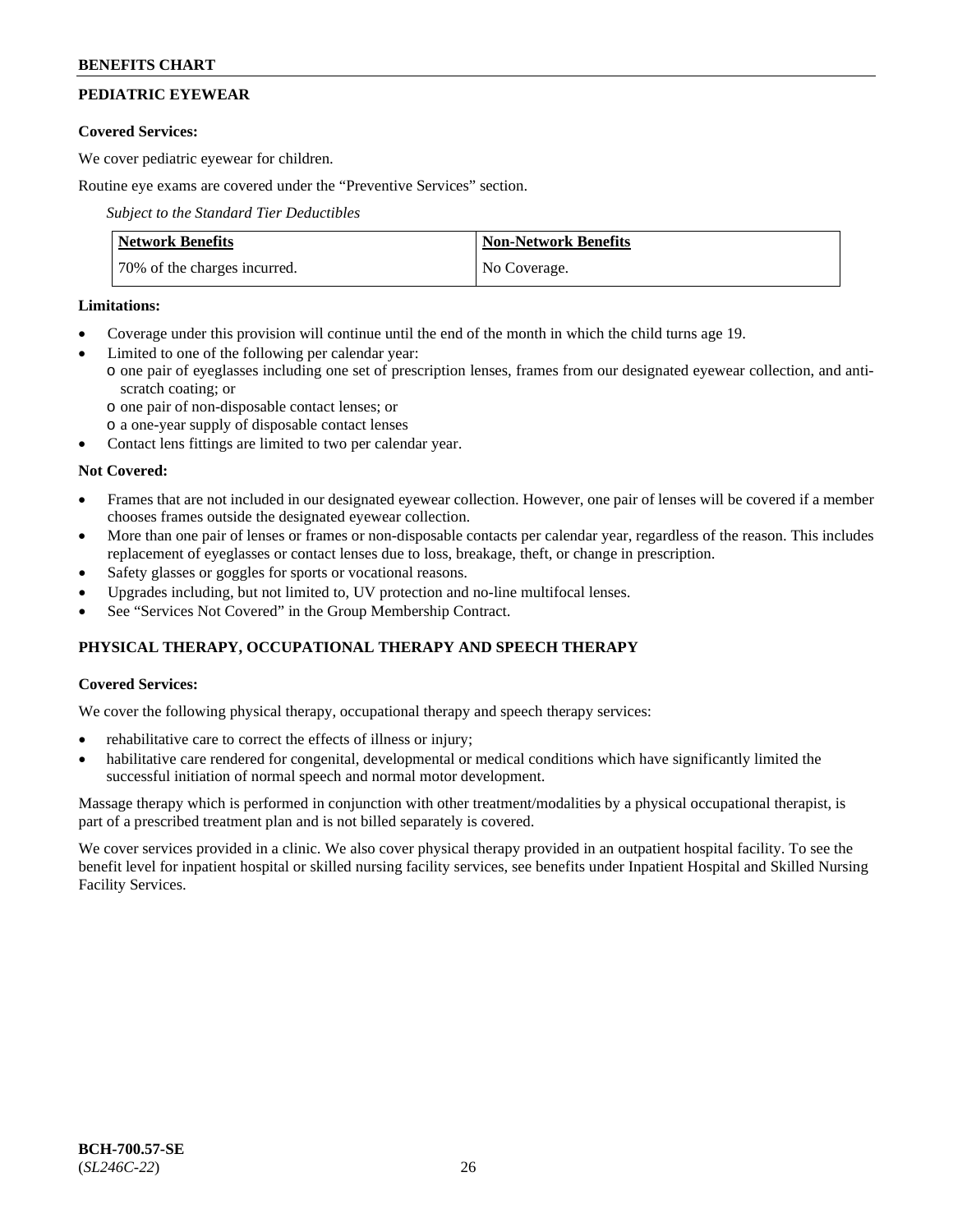## PEDIATRIC EYEWEAR

**Covered Services:**

We cover pediatric eyewear for children.

Routine eye exams are covered under the "Preventive Services" section.

*Subject to the Standard Tier Deductibles*

| Network Benefits | Non-Network Benefits |
|---|---|
| 70% of the charges incurred. | No Coverage. |

**Limitations:**

- Coverage under this provision will continue until the end of the month in which the child turns age 19.
- Limited to one of the following per calendar year:
  - one pair of eyeglasses including one set of prescription lenses, frames from our designated eyewear collection, and anti-scratch coating; or
  - one pair of non-disposable contact lenses; or
  - a one-year supply of disposable contact lenses
- Contact lens fittings are limited to two per calendar year.

**Not Covered:**

- Frames that are not included in our designated eyewear collection. However, one pair of lenses will be covered if a member chooses frames outside the designated eyewear collection.
- More than one pair of lenses or frames or non-disposable contacts per calendar year, regardless of the reason. This includes replacement of eyeglasses or contact lenses due to loss, breakage, theft, or change in prescription.
- Safety glasses or goggles for sports or vocational reasons.
- Upgrades including, but not limited to, UV protection and no-line multifocal lenses.
- See "Services Not Covered" in the Group Membership Contract.

## PHYSICAL THERAPY, OCCUPATIONAL THERAPY AND SPEECH THERAPY

**Covered Services:**

We cover the following physical therapy, occupational therapy and speech therapy services:

- rehabilitative care to correct the effects of illness or injury;
- habilitative care rendered for congenital, developmental or medical conditions which have significantly limited the successful initiation of normal speech and normal motor development.

Massage therapy which is performed in conjunction with other treatment/modalities by a physical occupational therapist, is part of a prescribed treatment plan and is not billed separately is covered.

We cover services provided in a clinic. We also cover physical therapy provided in an outpatient hospital facility. To see the benefit level for inpatient hospital or skilled nursing facility services, see benefits under Inpatient Hospital and Skilled Nursing Facility Services.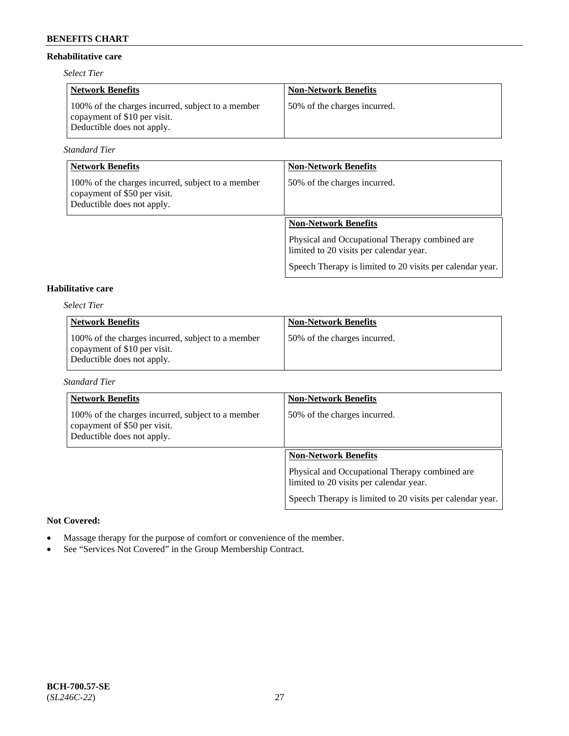## Rehabilitative care

*Select Tier*

| Network Benefits | Non-Network Benefits |
|---|---|
| 100% of the charges incurred, subject to a member copayment of $10 per visit. Deductible does not apply. | 50% of the charges incurred. |

*Standard Tier*

| Network Benefits | Non-Network Benefits |
|---|---|
| 100% of the charges incurred, subject to a member copayment of $50 per visit. Deductible does not apply. | 50% of the charges incurred. |

| Non-Network Benefits |
|---|
| Physical and Occupational Therapy combined are limited to 20 visits per calendar year.<br>Speech Therapy is limited to 20 visits per calendar year. |

## Habilitative care

*Select Tier*

| Network Benefits | Non-Network Benefits |
|---|---|
| 100% of the charges incurred, subject to a member copayment of $10 per visit. Deductible does not apply. | 50% of the charges incurred. |

*Standard Tier*

| Network Benefits | Non-Network Benefits |
|---|---|
| 100% of the charges incurred, subject to a member copayment of $50 per visit. Deductible does not apply. | 50% of the charges incurred. |

| Non-Network Benefits |
|---|
| Physical and Occupational Therapy combined are limited to 20 visits per calendar year.<br>Speech Therapy is limited to 20 visits per calendar year. |

**Not Covered:**

- Massage therapy for the purpose of comfort or convenience of the member.
- See "Services Not Covered" in the Group Membership Contract.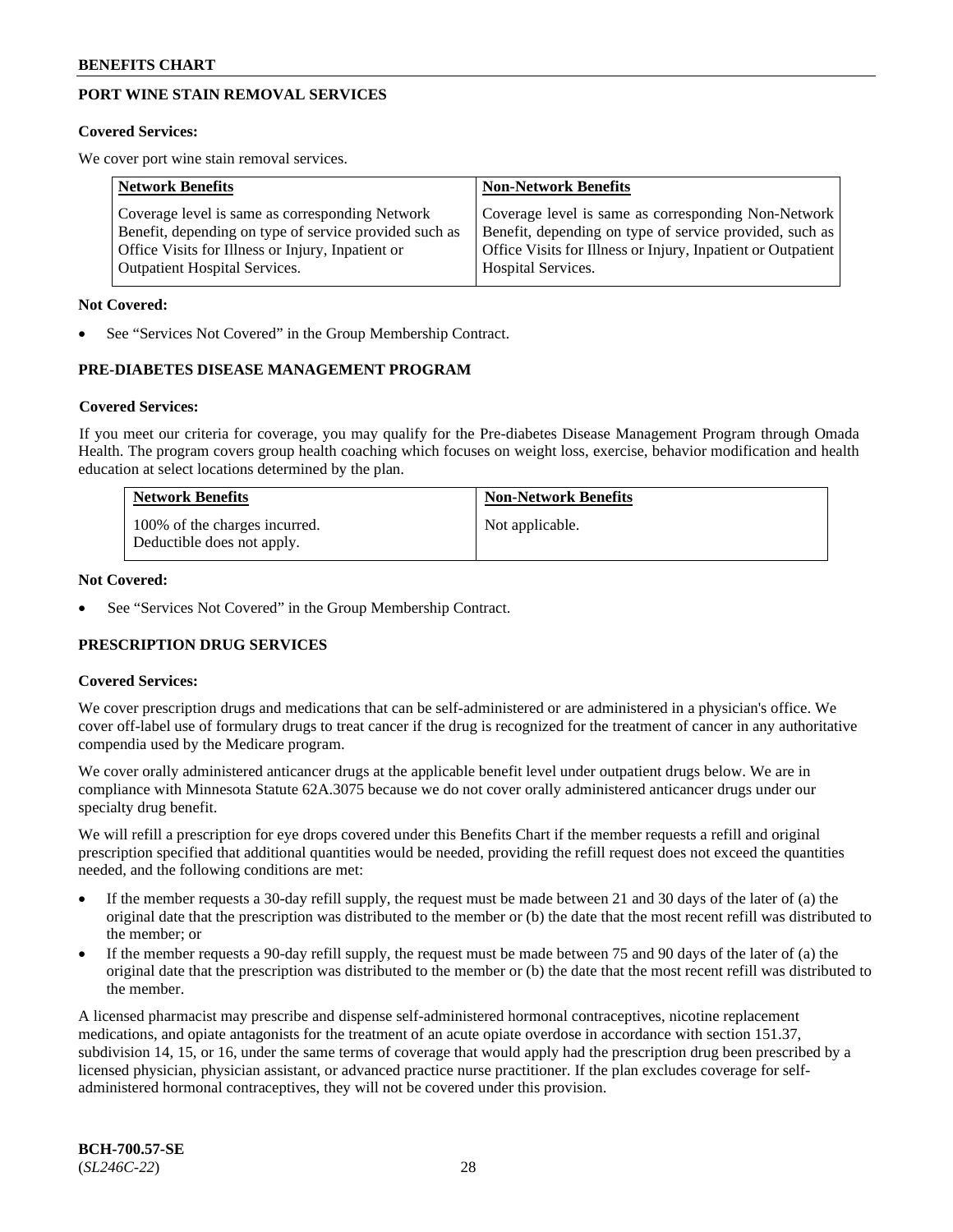## PORT WINE STAIN REMOVAL SERVICES

**Covered Services:**

We cover port wine stain removal services.

| Network Benefits | Non-Network Benefits |
| --- | --- |
| Coverage level is same as corresponding Network Benefit, depending on type of service provided such as Office Visits for Illness or Injury, Inpatient or Outpatient Hospital Services. | Coverage level is same as corresponding Non-Network Benefit, depending on type of service provided, such as Office Visits for Illness or Injury, Inpatient or Outpatient Hospital Services. |

**Not Covered:**

- See "Services Not Covered" in the Group Membership Contract.

## PRE-DIABETES DISEASE MANAGEMENT PROGRAM

**Covered Services:**

If you meet our criteria for coverage, you may qualify for the Pre-diabetes Disease Management Program through Omada Health. The program covers group health coaching which focuses on weight loss, exercise, behavior modification and health education at select locations determined by the plan.

| Network Benefits | Non-Network Benefits |
| --- | --- |
| 100% of the charges incurred. Deductible does not apply. | Not applicable. |

**Not Covered:**

- See "Services Not Covered" in the Group Membership Contract.

## PRESCRIPTION DRUG SERVICES

**Covered Services:**

We cover prescription drugs and medications that can be self-administered or are administered in a physician's office. We cover off-label use of formulary drugs to treat cancer if the drug is recognized for the treatment of cancer in any authoritative compendia used by the Medicare program.

We cover orally administered anticancer drugs at the applicable benefit level under outpatient drugs below. We are in compliance with Minnesota Statute 62A.3075 because we do not cover orally administered anticancer drugs under our specialty drug benefit.

We will refill a prescription for eye drops covered under this Benefits Chart if the member requests a refill and original prescription specified that additional quantities would be needed, providing the refill request does not exceed the quantities needed, and the following conditions are met:

- If the member requests a 30-day refill supply, the request must be made between 21 and 30 days of the later of (a) the original date that the prescription was distributed to the member or (b) the date that the most recent refill was distributed to the member; or
- If the member requests a 90-day refill supply, the request must be made between 75 and 90 days of the later of (a) the original date that the prescription was distributed to the member or (b) the date that the most recent refill was distributed to the member.

A licensed pharmacist may prescribe and dispense self-administered hormonal contraceptives, nicotine replacement medications, and opiate antagonists for the treatment of an acute opiate overdose in accordance with section 151.37, subdivision 14, 15, or 16, under the same terms of coverage that would apply had the prescription drug been prescribed by a licensed physician, physician assistant, or advanced practice nurse practitioner. If the plan excludes coverage for self-administered hormonal contraceptives, they will not be covered under this provision.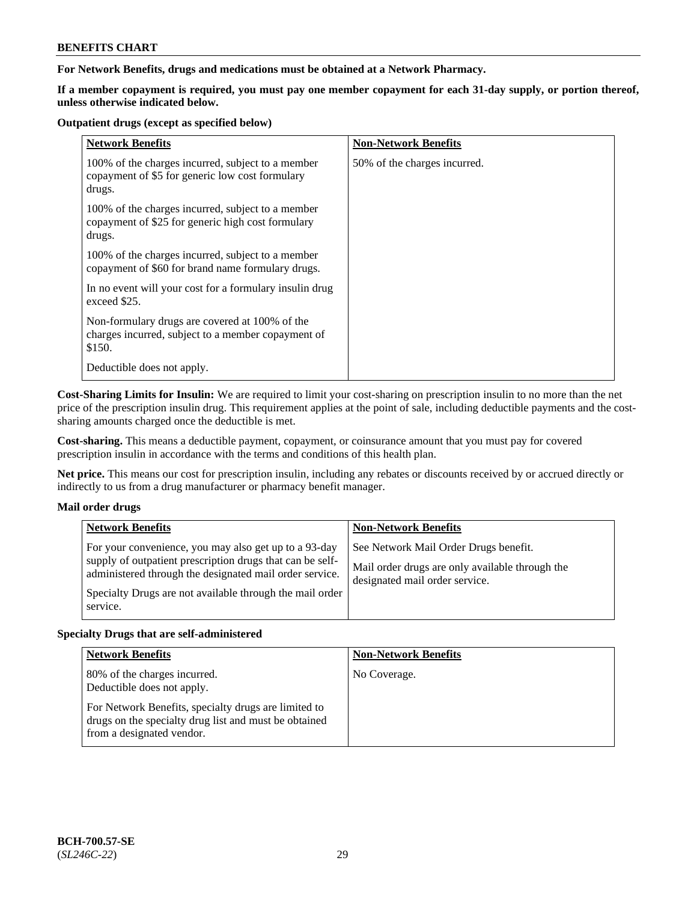**For Network Benefits, drugs and medications must be obtained at a Network Pharmacy.**

**If a member copayment is required, you must pay one member copayment for each 31-day supply, or portion thereof, unless otherwise indicated below.**

**Outpatient drugs (except as specified below)**

| Network Benefits | Non-Network Benefits |
| --- | --- |
| 100% of the charges incurred, subject to a member copayment of $5 for generic low cost formulary drugs.<br><br>100% of the charges incurred, subject to a member copayment of $25 for generic high cost formulary drugs.<br><br>100% of the charges incurred, subject to a member copayment of $60 for brand name formulary drugs.<br><br>In no event will your cost for a formulary insulin drug exceed $25.<br><br>Non-formulary drugs are covered at 100% of the charges incurred, subject to a member copayment of $150.<br><br>Deductible does not apply. | 50% of the charges incurred. |

**Cost-Sharing Limits for Insulin:** We are required to limit your cost-sharing on prescription insulin to no more than the net price of the prescription insulin drug. This requirement applies at the point of sale, including deductible payments and the cost-sharing amounts charged once the deductible is met.

**Cost-sharing.** This means a deductible payment, copayment, or coinsurance amount that you must pay for covered prescription insulin in accordance with the terms and conditions of this health plan.

**Net price.** This means our cost for prescription insulin, including any rebates or discounts received by or accrued directly or indirectly to us from a drug manufacturer or pharmacy benefit manager.

**Mail order drugs**

| Network Benefits | Non-Network Benefits |
| --- | --- |
| For your convenience, you may also get up to a 93-day supply of outpatient prescription drugs that can be self-administered through the designated mail order service.<br><br>Specialty Drugs are not available through the mail order service. | See Network Mail Order Drugs benefit.<br><br>Mail order drugs are only available through the designated mail order service. |

**Specialty Drugs that are self-administered**

| Network Benefits | Non-Network Benefits |
| --- | --- |
| 80% of the charges incurred.<br>Deductible does not apply.<br><br>For Network Benefits, specialty drugs are limited to drugs on the specialty drug list and must be obtained from a designated vendor. | No Coverage. |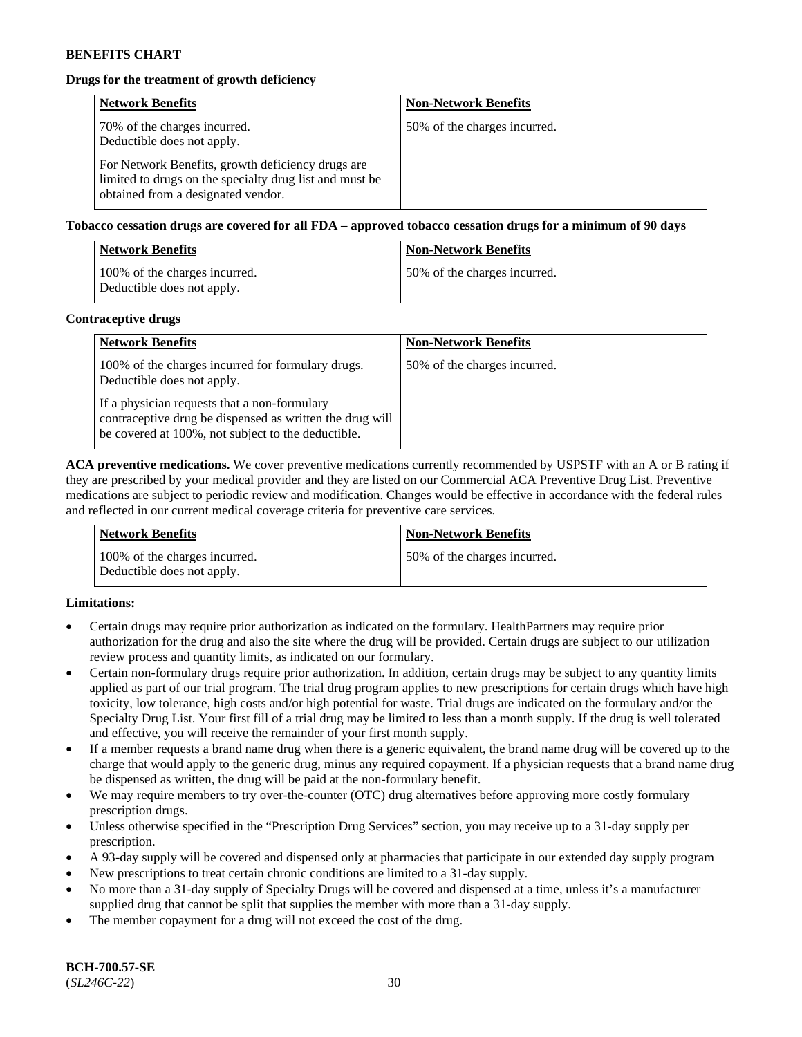**Drugs for the treatment of growth deficiency**

| Network Benefits | Non-Network Benefits |
|---|---|
| 70% of the charges incurred. Deductible does not apply. For Network Benefits, growth deficiency drugs are limited to drugs on the specialty drug list and must be obtained from a designated vendor. | 50% of the charges incurred. |

**Tobacco cessation drugs are covered for all FDA – approved tobacco cessation drugs for a minimum of 90 days**

| Network Benefits | Non-Network Benefits |
|---|---|
| 100% of the charges incurred. Deductible does not apply. | 50% of the charges incurred. |

**Contraceptive drugs**

| Network Benefits | Non-Network Benefits |
|---|---|
| 100% of the charges incurred for formulary drugs. Deductible does not apply. If a physician requests that a non-formulary contraceptive drug be dispensed as written the drug will be covered at 100%, not subject to the deductible. | 50% of the charges incurred. |

**ACA preventive medications.** We cover preventive medications currently recommended by USPSTF with an A or B rating if they are prescribed by your medical provider and they are listed on our Commercial ACA Preventive Drug List. Preventive medications are subject to periodic review and modification. Changes would be effective in accordance with the federal rules and reflected in our current medical coverage criteria for preventive care services.

| Network Benefits | Non-Network Benefits |
|---|---|
| 100% of the charges incurred. Deductible does not apply. | 50% of the charges incurred. |

**Limitations:**

- Certain drugs may require prior authorization as indicated on the formulary. HealthPartners may require prior authorization for the drug and also the site where the drug will be provided. Certain drugs are subject to our utilization review process and quantity limits, as indicated on our formulary.
- Certain non-formulary drugs require prior authorization. In addition, certain drugs may be subject to any quantity limits applied as part of our trial program. The trial drug program applies to new prescriptions for certain drugs which have high toxicity, low tolerance, high costs and/or high potential for waste. Trial drugs are indicated on the formulary and/or the Specialty Drug List. Your first fill of a trial drug may be limited to less than a month supply. If the drug is well tolerated and effective, you will receive the remainder of your first month supply.
- If a member requests a brand name drug when there is a generic equivalent, the brand name drug will be covered up to the charge that would apply to the generic drug, minus any required copayment. If a physician requests that a brand name drug be dispensed as written, the drug will be paid at the non-formulary benefit.
- We may require members to try over-the-counter (OTC) drug alternatives before approving more costly formulary prescription drugs.
- Unless otherwise specified in the "Prescription Drug Services" section, you may receive up to a 31-day supply per prescription.
- A 93-day supply will be covered and dispensed only at pharmacies that participate in our extended day supply program
- New prescriptions to treat certain chronic conditions are limited to a 31-day supply.
- No more than a 31-day supply of Specialty Drugs will be covered and dispensed at a time, unless it's a manufacturer supplied drug that cannot be split that supplies the member with more than a 31-day supply.
- The member copayment for a drug will not exceed the cost of the drug.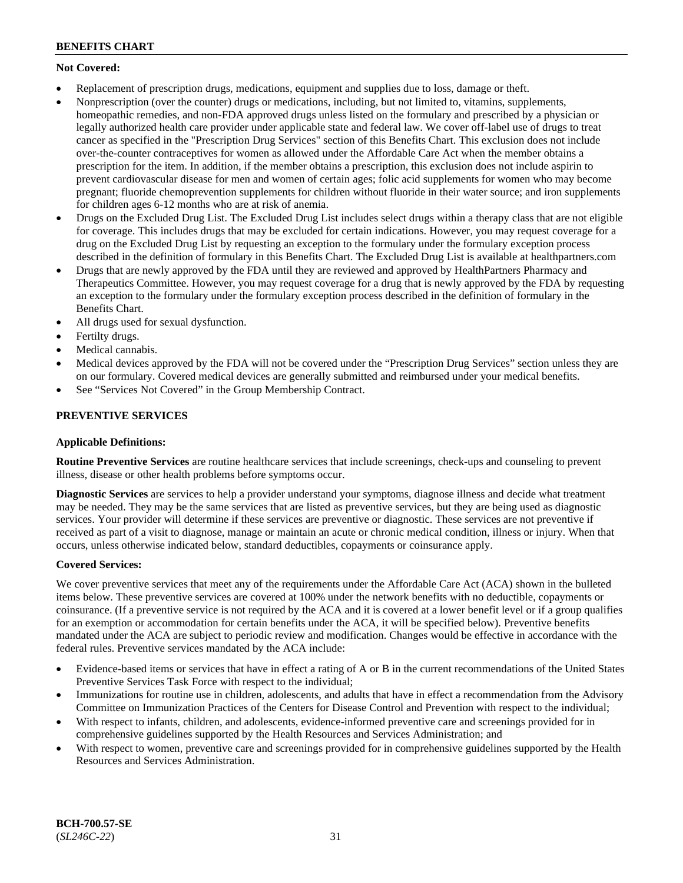**Not Covered:**

- Replacement of prescription drugs, medications, equipment and supplies due to loss, damage or theft.
- Nonprescription (over the counter) drugs or medications, including, but not limited to, vitamins, supplements, homeopathic remedies, and non-FDA approved drugs unless listed on the formulary and prescribed by a physician or legally authorized health care provider under applicable state and federal law. We cover off-label use of drugs to treat cancer as specified in the "Prescription Drug Services" section of this Benefits Chart. This exclusion does not include over-the-counter contraceptives for women as allowed under the Affordable Care Act when the member obtains a prescription for the item. In addition, if the member obtains a prescription, this exclusion does not include aspirin to prevent cardiovascular disease for men and women of certain ages; folic acid supplements for women who may become pregnant; fluoride chemoprevention supplements for children without fluoride in their water source; and iron supplements for children ages 6-12 months who are at risk of anemia.
- Drugs on the Excluded Drug List. The Excluded Drug List includes select drugs within a therapy class that are not eligible for coverage. This includes drugs that may be excluded for certain indications. However, you may request coverage for a drug on the Excluded Drug List by requesting an exception to the formulary under the formulary exception process described in the definition of formulary in this Benefits Chart. The Excluded Drug List is available at healthpartners.com
- Drugs that are newly approved by the FDA until they are reviewed and approved by HealthPartners Pharmacy and Therapeutics Committee. However, you may request coverage for a drug that is newly approved by the FDA by requesting an exception to the formulary under the formulary exception process described in the definition of formulary in the Benefits Chart.
- All drugs used for sexual dysfunction.
- Fertilty drugs.
- Medical cannabis.
- Medical devices approved by the FDA will not be covered under the "Prescription Drug Services" section unless they are on our formulary. Covered medical devices are generally submitted and reimbursed under your medical benefits.
- See "Services Not Covered" in the Group Membership Contract.

## PREVENTIVE SERVICES

**Applicable Definitions:**

**Routine Preventive Services** are routine healthcare services that include screenings, check-ups and counseling to prevent illness, disease or other health problems before symptoms occur.

**Diagnostic Services** are services to help a provider understand your symptoms, diagnose illness and decide what treatment may be needed. They may be the same services that are listed as preventive services, but they are being used as diagnostic services. Your provider will determine if these services are preventive or diagnostic. These services are not preventive if received as part of a visit to diagnose, manage or maintain an acute or chronic medical condition, illness or injury. When that occurs, unless otherwise indicated below, standard deductibles, copayments or coinsurance apply.

**Covered Services:**

We cover preventive services that meet any of the requirements under the Affordable Care Act (ACA) shown in the bulleted items below. These preventive services are covered at 100% under the network benefits with no deductible, copayments or coinsurance. (If a preventive service is not required by the ACA and it is covered at a lower benefit level or if a group qualifies for an exemption or accommodation for certain benefits under the ACA, it will be specified below). Preventive benefits mandated under the ACA are subject to periodic review and modification. Changes would be effective in accordance with the federal rules. Preventive services mandated by the ACA include:

- Evidence-based items or services that have in effect a rating of A or B in the current recommendations of the United States Preventive Services Task Force with respect to the individual;
- Immunizations for routine use in children, adolescents, and adults that have in effect a recommendation from the Advisory Committee on Immunization Practices of the Centers for Disease Control and Prevention with respect to the individual;
- With respect to infants, children, and adolescents, evidence-informed preventive care and screenings provided for in comprehensive guidelines supported by the Health Resources and Services Administration; and
- With respect to women, preventive care and screenings provided for in comprehensive guidelines supported by the Health Resources and Services Administration.

**BCH-700.57-SE**
(*SL246C-22*)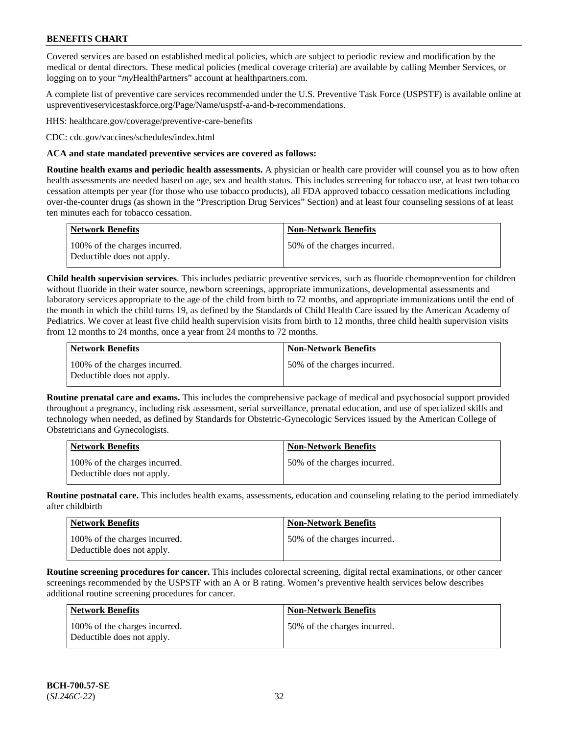Covered services are based on established medical policies, which are subject to periodic review and modification by the medical or dental directors. These medical policies (medical coverage criteria) are available by calling Member Services, or logging on to your "*my*HealthPartners" account at healthpartners.com.

A complete list of preventive care services recommended under the U.S. Preventive Task Force (USPSTF) is available online at uspreventiveservicestaskforce.org/Page/Name/uspstf-a-and-b-recommendations.

HHS: healthcare.gov/coverage/preventive-care-benefits

CDC: cdc.gov/vaccines/schedules/index.html

**ACA and state mandated preventive services are covered as follows:**

**Routine health exams and periodic health assessments.** A physician or health care provider will counsel you as to how often health assessments are needed based on age, sex and health status. This includes screening for tobacco use, at least two tobacco cessation attempts per year (for those who use tobacco products), all FDA approved tobacco cessation medications including over-the-counter drugs (as shown in the "Prescription Drug Services" Section) and at least four counseling sessions of at least ten minutes each for tobacco cessation.

| Network Benefits | Non-Network Benefits |
|---|---|
| 100% of the charges incurred. Deductible does not apply. | 50% of the charges incurred. |

**Child health supervision services**. This includes pediatric preventive services, such as fluoride chemoprevention for children without fluoride in their water source, newborn screenings, appropriate immunizations, developmental assessments and laboratory services appropriate to the age of the child from birth to 72 months, and appropriate immunizations until the end of the month in which the child turns 19, as defined by the Standards of Child Health Care issued by the American Academy of Pediatrics. We cover at least five child health supervision visits from birth to 12 months, three child health supervision visits from 12 months to 24 months, once a year from 24 months to 72 months.

| Network Benefits | Non-Network Benefits |
|---|---|
| 100% of the charges incurred. Deductible does not apply. | 50% of the charges incurred. |

**Routine prenatal care and exams.** This includes the comprehensive package of medical and psychosocial support provided throughout a pregnancy, including risk assessment, serial surveillance, prenatal education, and use of specialized skills and technology when needed, as defined by Standards for Obstetric-Gynecologic Services issued by the American College of Obstetricians and Gynecologists.

| Network Benefits | Non-Network Benefits |
|---|---|
| 100% of the charges incurred. Deductible does not apply. | 50% of the charges incurred. |

**Routine postnatal care.** This includes health exams, assessments, education and counseling relating to the period immediately after childbirth

| Network Benefits | Non-Network Benefits |
|---|---|
| 100% of the charges incurred. Deductible does not apply. | 50% of the charges incurred. |

**Routine screening procedures for cancer.** This includes colorectal screening, digital rectal examinations, or other cancer screenings recommended by the USPSTF with an A or B rating. Women's preventive health services below describes additional routine screening procedures for cancer.

| Network Benefits | Non-Network Benefits |
|---|---|
| 100% of the charges incurred. Deductible does not apply. | 50% of the charges incurred. |

**BCH-700.57-SE**
(*SL246C-22*)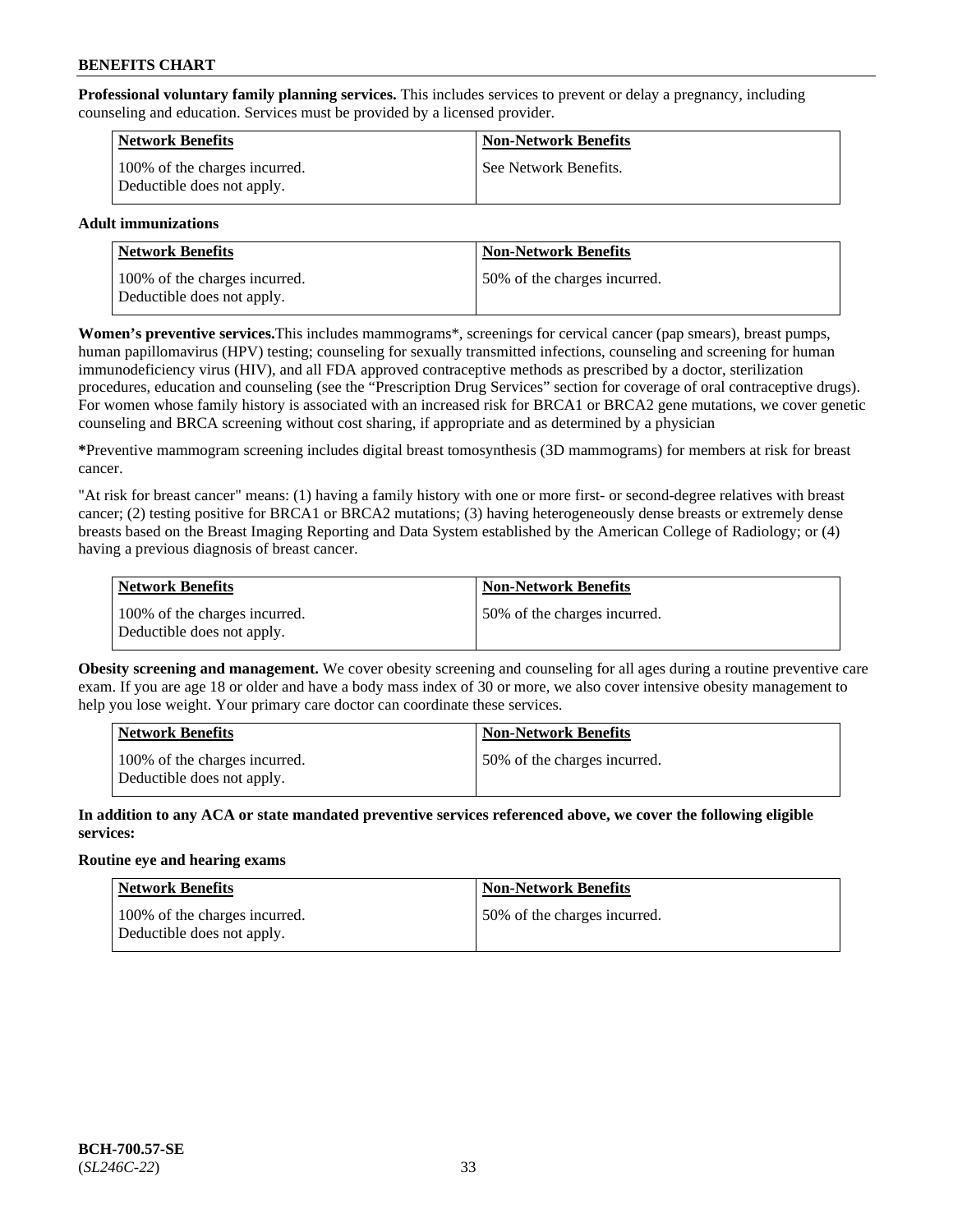**Professional voluntary family planning services.** This includes services to prevent or delay a pregnancy, including counseling and education. Services must be provided by a licensed provider.

| Network Benefits | Non-Network Benefits |
| --- | --- |
| 100% of the charges incurred. Deductible does not apply. | See Network Benefits. |

**Adult immunizations**

| Network Benefits | Non-Network Benefits |
| --- | --- |
| 100% of the charges incurred. Deductible does not apply. | 50% of the charges incurred. |

**Women's preventive services.**This includes mammograms*, screenings for cervical cancer (pap smears), breast pumps, human papillomavirus (HPV) testing; counseling for sexually transmitted infections, counseling and screening for human immunodeficiency virus (HIV), and all FDA approved contraceptive methods as prescribed by a doctor, sterilization procedures, education and counseling (see the "Prescription Drug Services" section for coverage of oral contraceptive drugs). For women whose family history is associated with an increased risk for BRCA1 or BRCA2 gene mutations, we cover genetic counseling and BRCA screening without cost sharing, if appropriate and as determined by a physician

**\***Preventive mammogram screening includes digital breast tomosynthesis (3D mammograms) for members at risk for breast cancer.

"At risk for breast cancer" means: (1) having a family history with one or more first- or second-degree relatives with breast cancer; (2) testing positive for BRCA1 or BRCA2 mutations; (3) having heterogeneously dense breasts or extremely dense breasts based on the Breast Imaging Reporting and Data System established by the American College of Radiology; or (4) having a previous diagnosis of breast cancer.

| Network Benefits | Non-Network Benefits |
| --- | --- |
| 100% of the charges incurred. Deductible does not apply. | 50% of the charges incurred. |

**Obesity screening and management.** We cover obesity screening and counseling for all ages during a routine preventive care exam. If you are age 18 or older and have a body mass index of 30 or more, we also cover intensive obesity management to help you lose weight. Your primary care doctor can coordinate these services.

| Network Benefits | Non-Network Benefits |
| --- | --- |
| 100% of the charges incurred. Deductible does not apply. | 50% of the charges incurred. |

**In addition to any ACA or state mandated preventive services referenced above, we cover the following eligible services:**

**Routine eye and hearing exams**

| Network Benefits | Non-Network Benefits |
| --- | --- |
| 100% of the charges incurred. Deductible does not apply. | 50% of the charges incurred. |

**BCH-700.57-SE**
(*SL246C-22*)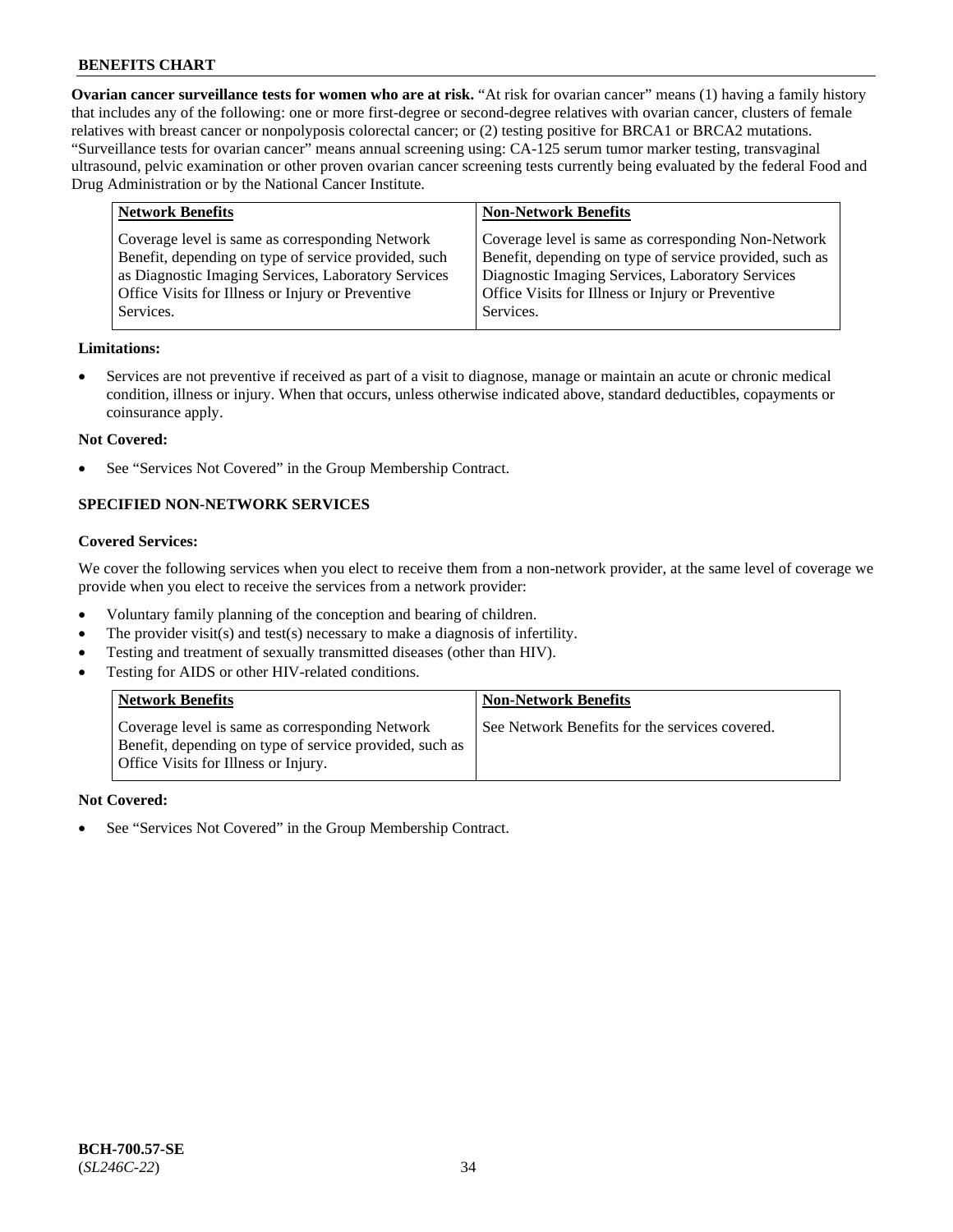**Ovarian cancer surveillance tests for women who are at risk.** "At risk for ovarian cancer" means (1) having a family history that includes any of the following: one or more first-degree or second-degree relatives with ovarian cancer, clusters of female relatives with breast cancer or nonpolyposis colorectal cancer; or (2) testing positive for BRCA1 or BRCA2 mutations. "Surveillance tests for ovarian cancer" means annual screening using: CA-125 serum tumor marker testing, transvaginal ultrasound, pelvic examination or other proven ovarian cancer screening tests currently being evaluated by the federal Food and Drug Administration or by the National Cancer Institute.

| Network Benefits | Non-Network Benefits |
| --- | --- |
| Coverage level is same as corresponding Network Benefit, depending on type of service provided, such as Diagnostic Imaging Services, Laboratory Services Office Visits for Illness or Injury or Preventive Services. | Coverage level is same as corresponding Non-Network Benefit, depending on type of service provided, such as Diagnostic Imaging Services, Laboratory Services Office Visits for Illness or Injury or Preventive Services. |

**Limitations:**

- Services are not preventive if received as part of a visit to diagnose, manage or maintain an acute or chronic medical condition, illness or injury. When that occurs, unless otherwise indicated above, standard deductibles, copayments or coinsurance apply.

**Not Covered:**

- See "Services Not Covered" in the Group Membership Contract.

### SPECIFIED NON-NETWORK SERVICES

**Covered Services:**

We cover the following services when you elect to receive them from a non-network provider, at the same level of coverage we provide when you elect to receive the services from a network provider:

- Voluntary family planning of the conception and bearing of children.
- The provider visit(s) and test(s) necessary to make a diagnosis of infertility.
- Testing and treatment of sexually transmitted diseases (other than HIV).
- Testing for AIDS or other HIV-related conditions.

| Network Benefits | Non-Network Benefits |
| --- | --- |
| Coverage level is same as corresponding Network Benefit, depending on type of service provided, such as Office Visits for Illness or Injury. | See Network Benefits for the services covered. |

**Not Covered:**

- See "Services Not Covered" in the Group Membership Contract.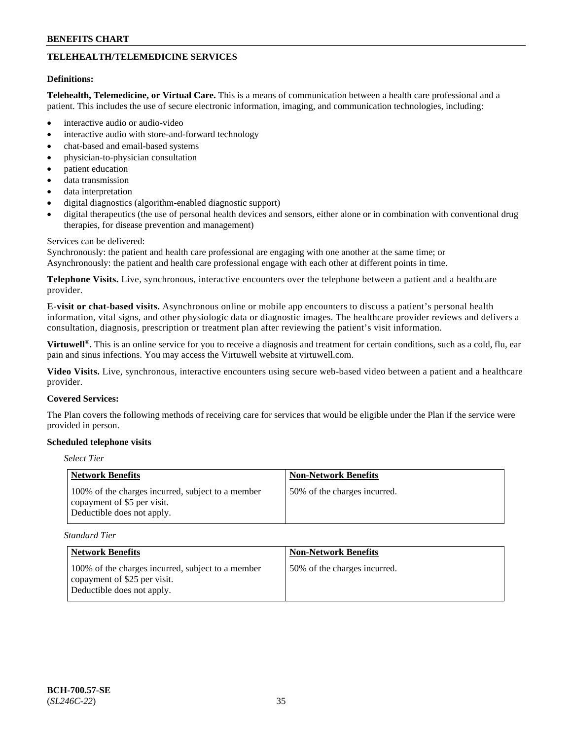## TELEHEALTH/TELEMEDICINE SERVICES

**Definitions:**

**Telehealth, Telemedicine, or Virtual Care.** This is a means of communication between a health care professional and a patient. This includes the use of secure electronic information, imaging, and communication technologies, including:

- interactive audio or audio-video
- interactive audio with store-and-forward technology
- chat-based and email-based systems
- physician-to-physician consultation
- patient education
- data transmission
- data interpretation
- digital diagnostics (algorithm-enabled diagnostic support)
- digital therapeutics (the use of personal health devices and sensors, either alone or in combination with conventional drug therapies, for disease prevention and management)

Services can be delivered:
Synchronously: the patient and health care professional are engaging with one another at the same time; or
Asynchronously: the patient and health care professional engage with each other at different points in time.

**Telephone Visits.** Live, synchronous, interactive encounters over the telephone between a patient and a healthcare provider.

**E-visit or chat-based visits.** Asynchronous online or mobile app encounters to discuss a patient's personal health information, vital signs, and other physiologic data or diagnostic images. The healthcare provider reviews and delivers a consultation, diagnosis, prescription or treatment plan after reviewing the patient's visit information.

**Virtuwell®.** This is an online service for you to receive a diagnosis and treatment for certain conditions, such as a cold, flu, ear pain and sinus infections. You may access the Virtuwell website at virtuwell.com.

**Video Visits.** Live, synchronous, interactive encounters using secure web-based video between a patient and a healthcare provider.

**Covered Services:**

The Plan covers the following methods of receiving care for services that would be eligible under the Plan if the service were provided in person.

**Scheduled telephone visits**

*Select Tier*

| Network Benefits | Non-Network Benefits |
|---|---|
| 100% of the charges incurred, subject to a member copayment of $5 per visit. Deductible does not apply. | 50% of the charges incurred. |

*Standard Tier*

| Network Benefits | Non-Network Benefits |
|---|---|
| 100% of the charges incurred, subject to a member copayment of $25 per visit. Deductible does not apply. | 50% of the charges incurred. |

BCH-700.57-SE
(*SL246C-22*)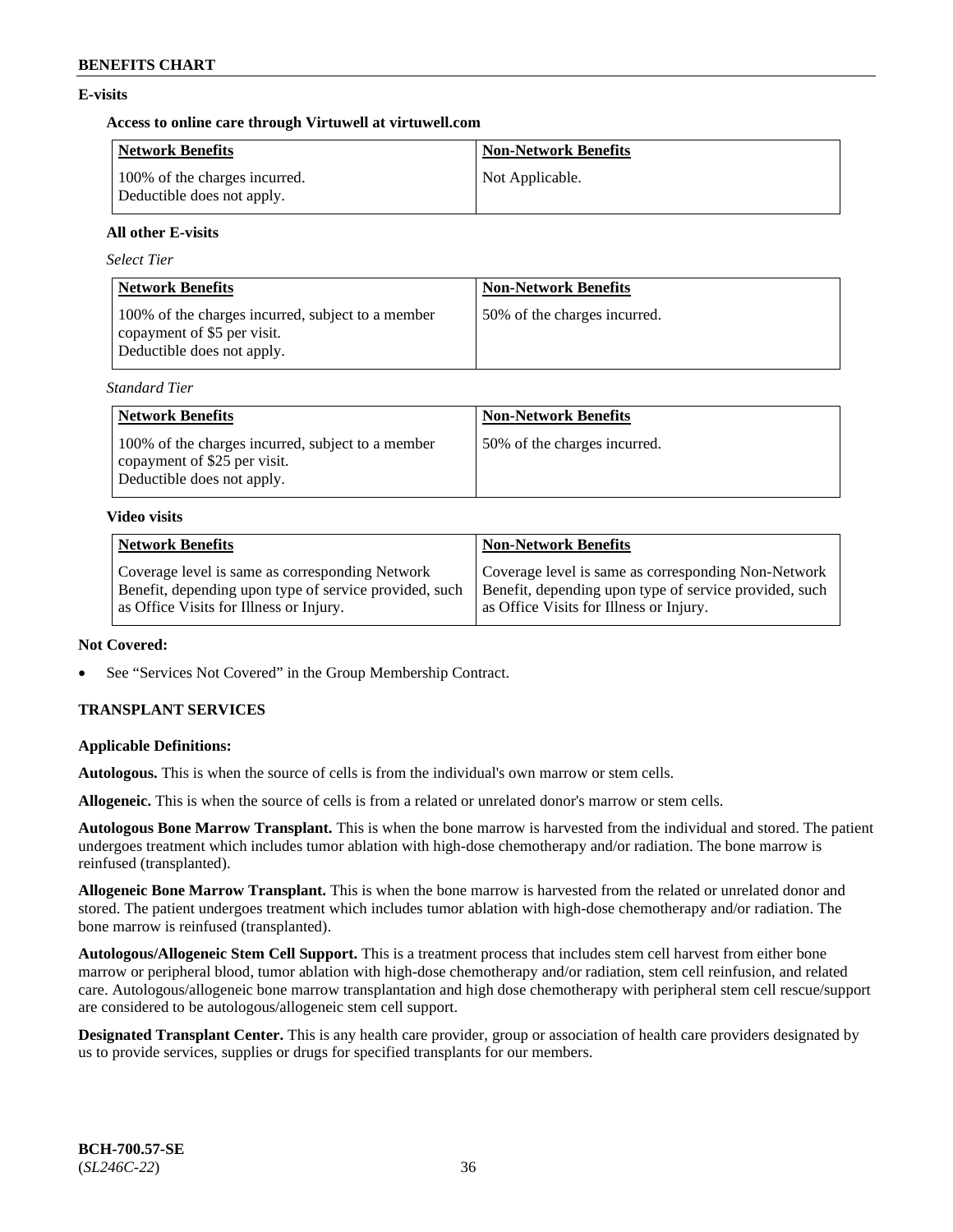## E-visits

### Access to online care through Virtuwell at virtuwell.com

| Network Benefits | Non-Network Benefits |
|---|---|
| 100% of the charges incurred. Deductible does not apply. | Not Applicable. |

### All other E-visits

*Select Tier*

| Network Benefits | Non-Network Benefits |
|---|---|
| 100% of the charges incurred, subject to a member copayment of $5 per visit. Deductible does not apply. | 50% of the charges incurred. |

*Standard Tier*

| Network Benefits | Non-Network Benefits |
|---|---|
| 100% of the charges incurred, subject to a member copayment of $25 per visit. Deductible does not apply. | 50% of the charges incurred. |

### Video visits

| Network Benefits | Non-Network Benefits |
|---|---|
| Coverage level is same as corresponding Network Benefit, depending upon type of service provided, such as Office Visits for Illness or Injury. | Coverage level is same as corresponding Non-Network Benefit, depending upon type of service provided, such as Office Visits for Illness or Injury. |

**Not Covered:**

- See "Services Not Covered" in the Group Membership Contract.

## TRANSPLANT SERVICES

**Applicable Definitions:**

**Autologous.** This is when the source of cells is from the individual's own marrow or stem cells.

**Allogeneic.** This is when the source of cells is from a related or unrelated donor's marrow or stem cells.

**Autologous Bone Marrow Transplant.** This is when the bone marrow is harvested from the individual and stored. The patient undergoes treatment which includes tumor ablation with high-dose chemotherapy and/or radiation. The bone marrow is reinfused (transplanted).

**Allogeneic Bone Marrow Transplant.** This is when the bone marrow is harvested from the related or unrelated donor and stored. The patient undergoes treatment which includes tumor ablation with high-dose chemotherapy and/or radiation. The bone marrow is reinfused (transplanted).

**Autologous/Allogeneic Stem Cell Support.** This is a treatment process that includes stem cell harvest from either bone marrow or peripheral blood, tumor ablation with high-dose chemotherapy and/or radiation, stem cell reinfusion, and related care. Autologous/allogeneic bone marrow transplantation and high dose chemotherapy with peripheral stem cell rescue/support are considered to be autologous/allogeneic stem cell support.

**Designated Transplant Center.** This is any health care provider, group or association of health care providers designated by us to provide services, supplies or drugs for specified transplants for our members.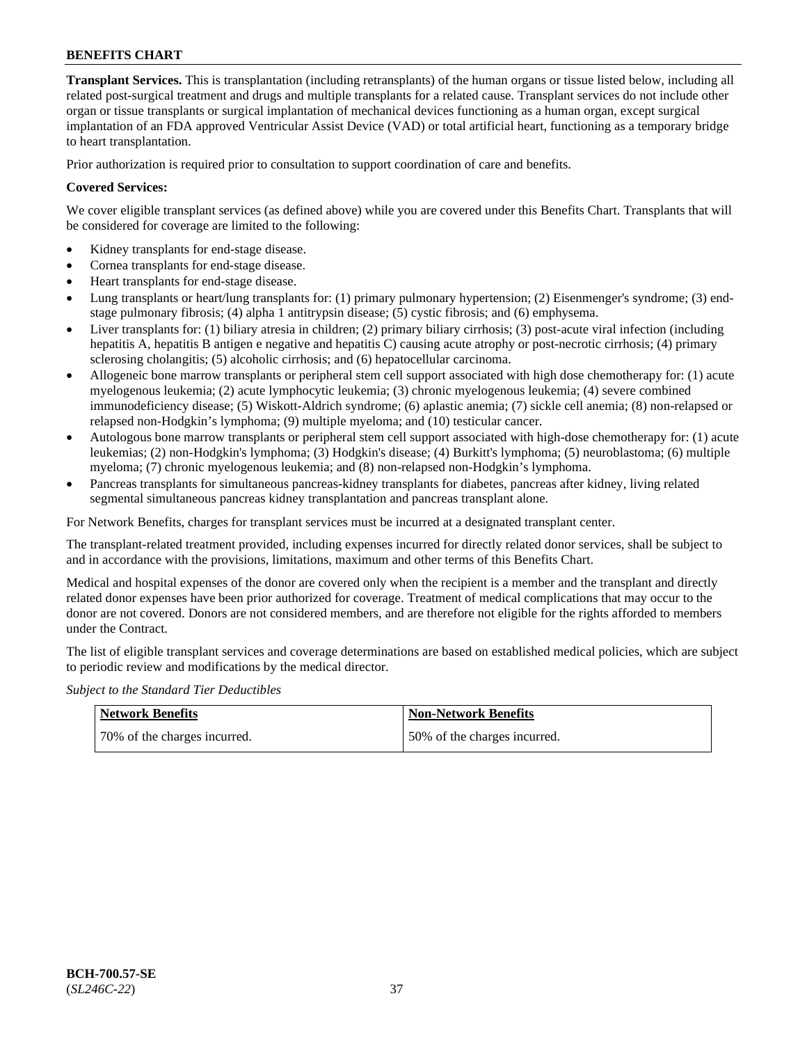**Transplant Services.** This is transplantation (including retransplants) of the human organs or tissue listed below, including all related post-surgical treatment and drugs and multiple transplants for a related cause. Transplant services do not include other organ or tissue transplants or surgical implantation of mechanical devices functioning as a human organ, except surgical implantation of an FDA approved Ventricular Assist Device (VAD) or total artificial heart, functioning as a temporary bridge to heart transplantation.

Prior authorization is required prior to consultation to support coordination of care and benefits.

**Covered Services:**

We cover eligible transplant services (as defined above) while you are covered under this Benefits Chart. Transplants that will be considered for coverage are limited to the following:

- Kidney transplants for end-stage disease.
- Cornea transplants for end-stage disease.
- Heart transplants for end-stage disease.
- Lung transplants or heart/lung transplants for: (1) primary pulmonary hypertension; (2) Eisenmenger's syndrome; (3) end-stage pulmonary fibrosis; (4) alpha 1 antitrypsin disease; (5) cystic fibrosis; and (6) emphysema.
- Liver transplants for: (1) biliary atresia in children; (2) primary biliary cirrhosis; (3) post-acute viral infection (including hepatitis A, hepatitis B antigen e negative and hepatitis C) causing acute atrophy or post-necrotic cirrhosis; (4) primary sclerosing cholangitis; (5) alcoholic cirrhosis; and (6) hepatocellular carcinoma.
- Allogeneic bone marrow transplants or peripheral stem cell support associated with high dose chemotherapy for: (1) acute myelogenous leukemia; (2) acute lymphocytic leukemia; (3) chronic myelogenous leukemia; (4) severe combined immunodeficiency disease; (5) Wiskott-Aldrich syndrome; (6) aplastic anemia; (7) sickle cell anemia; (8) non-relapsed or relapsed non-Hodgkin's lymphoma; (9) multiple myeloma; and (10) testicular cancer.
- Autologous bone marrow transplants or peripheral stem cell support associated with high-dose chemotherapy for: (1) acute leukemias; (2) non-Hodgkin's lymphoma; (3) Hodgkin's disease; (4) Burkitt's lymphoma; (5) neuroblastoma; (6) multiple myeloma; (7) chronic myelogenous leukemia; and (8) non-relapsed non-Hodgkin's lymphoma.
- Pancreas transplants for simultaneous pancreas-kidney transplants for diabetes, pancreas after kidney, living related segmental simultaneous pancreas kidney transplantation and pancreas transplant alone.

For Network Benefits, charges for transplant services must be incurred at a designated transplant center.

The transplant-related treatment provided, including expenses incurred for directly related donor services, shall be subject to and in accordance with the provisions, limitations, maximum and other terms of this Benefits Chart.

Medical and hospital expenses of the donor are covered only when the recipient is a member and the transplant and directly related donor expenses have been prior authorized for coverage. Treatment of medical complications that may occur to the donor are not covered. Donors are not considered members, and are therefore not eligible for the rights afforded to members under the Contract.

The list of eligible transplant services and coverage determinations are based on established medical policies, which are subject to periodic review and modifications by the medical director.

*Subject to the Standard Tier Deductibles*

| Network Benefits | Non-Network Benefits |
|---|---|
| 70% of the charges incurred. | 50% of the charges incurred. |

**BCH-700.57-SE**
(*SL246C-22*)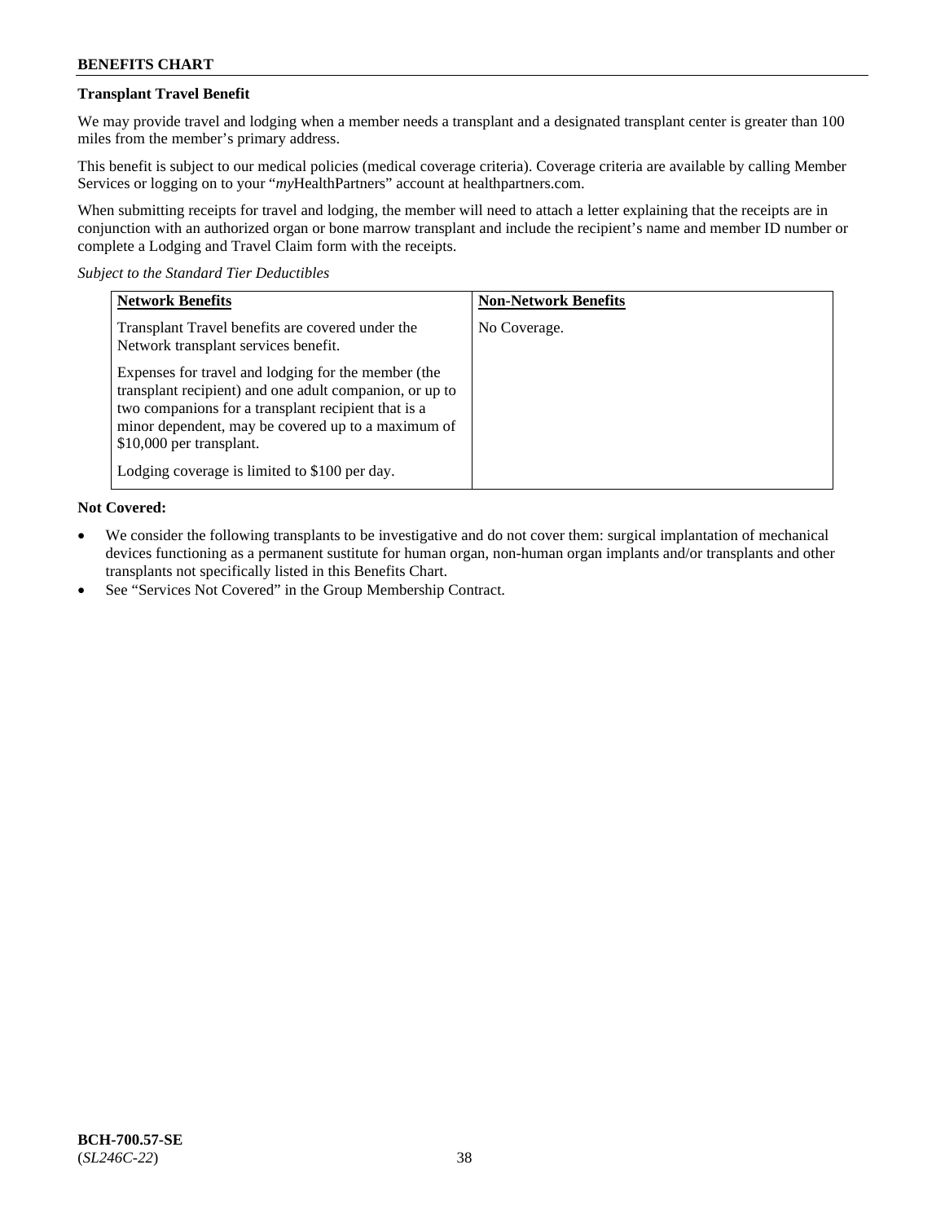## Transplant Travel Benefit

We may provide travel and lodging when a member needs a transplant and a designated transplant center is greater than 100 miles from the member's primary address.

This benefit is subject to our medical policies (medical coverage criteria). Coverage criteria are available by calling Member Services or logging on to your "*my*HealthPartners" account at healthpartners.com.

When submitting receipts for travel and lodging, the member will need to attach a letter explaining that the receipts are in conjunction with an authorized organ or bone marrow transplant and include the recipient's name and member ID number or complete a Lodging and Travel Claim form with the receipts.

*Subject to the Standard Tier Deductibles*

| Network Benefits | Non-Network Benefits |
|---|---|
| Transplant Travel benefits are covered under the Network transplant services benefit.<br><br>Expenses for travel and lodging for the member (the transplant recipient) and one adult companion, or up to two companions for a transplant recipient that is a minor dependent, may be covered up to a maximum of \$10,000 per transplant.<br><br>Lodging coverage is limited to \$100 per day. | No Coverage. |

**Not Covered:**

- We consider the following transplants to be investigative and do not cover them: surgical implantation of mechanical devices functioning as a permanent sustitute for human organ, non-human organ implants and/or transplants and other transplants not specifically listed in this Benefits Chart.
- See "Services Not Covered" in the Group Membership Contract.

**BCH-700.57-SE**
(*SL246C-22*)